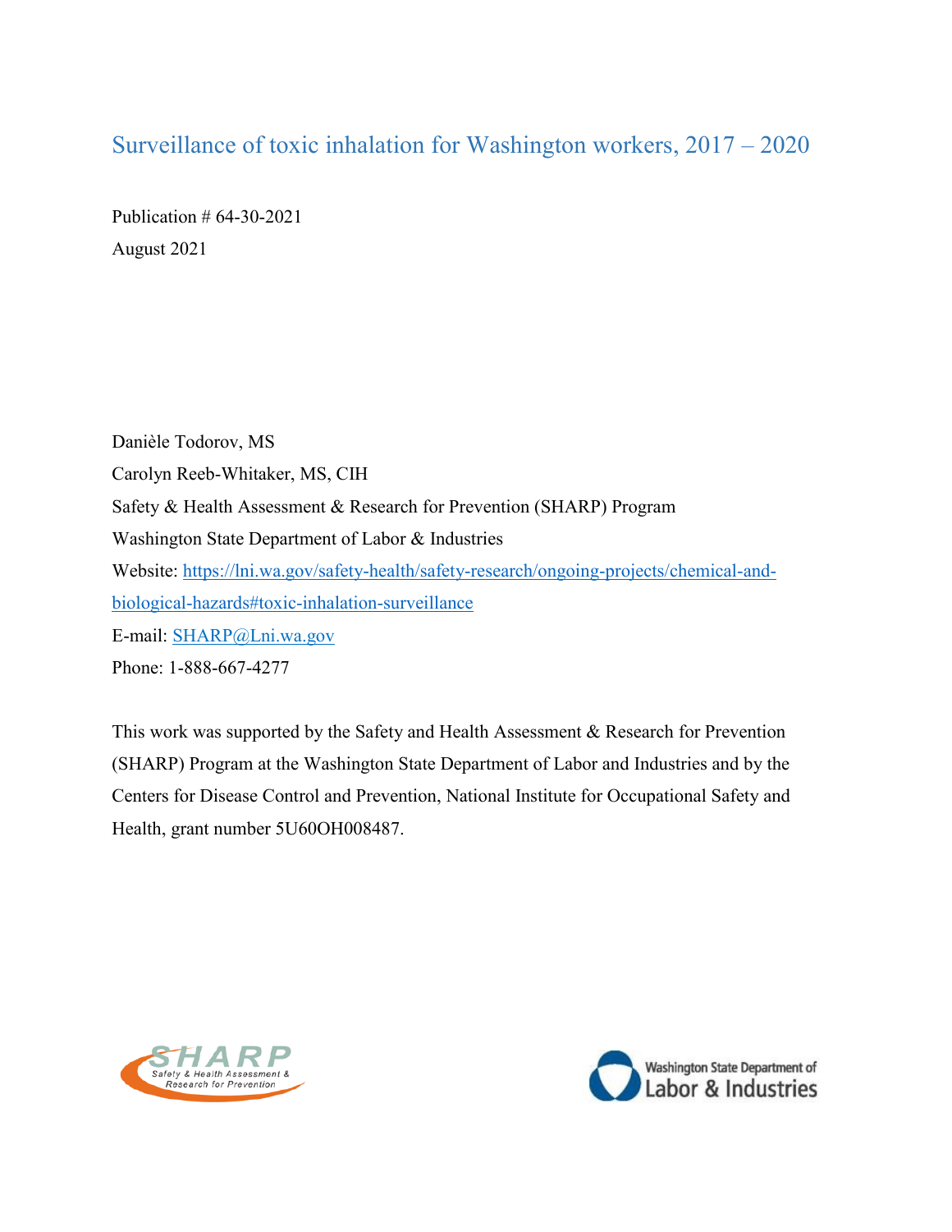# Surveillance of toxic inhalation for Washington workers, 2017 – 2020

Publication # 64-30-2021

August 2021

Danièle Todorov, MS

Carolyn Reeb-Whitaker, MS, CIH

Safety & Health Assessment & Research for Prevention (SHARP) Program

Washington State Department of Labor & Industries

Website: [https://lni.wa.gov/safety-health/safety-research/ongoing-projects/chemical-and-biological-hazards#toxic-inhalation-surveillance](https://lni.wa.gov/safety-health/safety-research/ongoing-projects/chemical-and-biological-hazards#toxic-inhalation-surveillance)

E-mail: [SHARP@Lni.wa.gov](mailto:SHARP@Lni.wa.gov)

Phone: 1-888-667-4277

This work was supported by the Safety and Health Assessment & Research for Prevention (SHARP) Program at the Washington State Department of Labor and Industries and by the Centers for Disease Control and Prevention, National Institute for Occupational Safety and Health, grant number 5U60OH008487.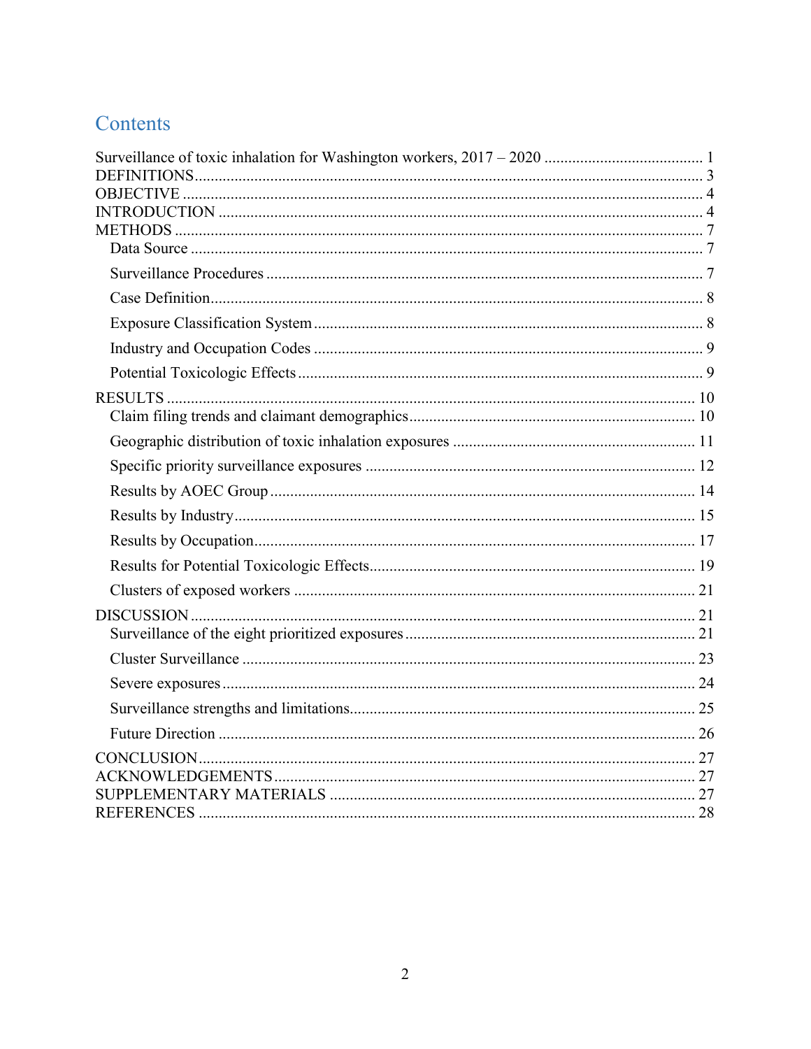# Contents

Surveillance of toxic inhalation for Washington workers, 2017 – 2020 ........................................ 1
DEFINITIONS........................................................................................................................................ 3
OBJECTIVE ........................................................................................................................................... 4
INTRODUCTION ................................................................................................................................... 4
METHODS .............................................................................................................................................. 7
- Data Source .......................................................................................................................................... 7
- Surveillance Procedures ....................................................................................................................... 7
- Case Definition..................................................................................................................................... 8
- Exposure Classification System ........................................................................................................... 8
- Industry and Occupation Codes ........................................................................................................... 9
- Potential Toxicologic Effects ............................................................................................................... 9

RESULTS .............................................................................................................................................. 10
- Claim filing trends and claimant demographics................................................................................. 10
- Geographic distribution of toxic inhalation exposures ...................................................................... 11
- Specific priority surveillance exposures ............................................................................................ 12
- Results by AOEC Group .................................................................................................................... 14
- Results by Industry............................................................................................................................. 15
- Results by Occupation........................................................................................................................ 17
- Results for Potential Toxicologic Effects........................................................................................... 19
- Clusters of exposed workers .............................................................................................................. 21

DISCUSSION ....................................................................................................................................... 21
- Surveillance of the eight prioritized exposures .................................................................................. 21
- Cluster Surveillance ........................................................................................................................... 23
- Severe exposures ................................................................................................................................ 24
- Surveillance strengths and limitations................................................................................................ 25
- Future Direction ................................................................................................................................. 26

CONCLUSION...................................................................................................................................... 27
ACKNOWLEDGEMENTS................................................................................................................... 27
SUPPLEMENTARY MATERIALS ..................................................................................................... 27
REFERENCES ...................................................................................................................................... 28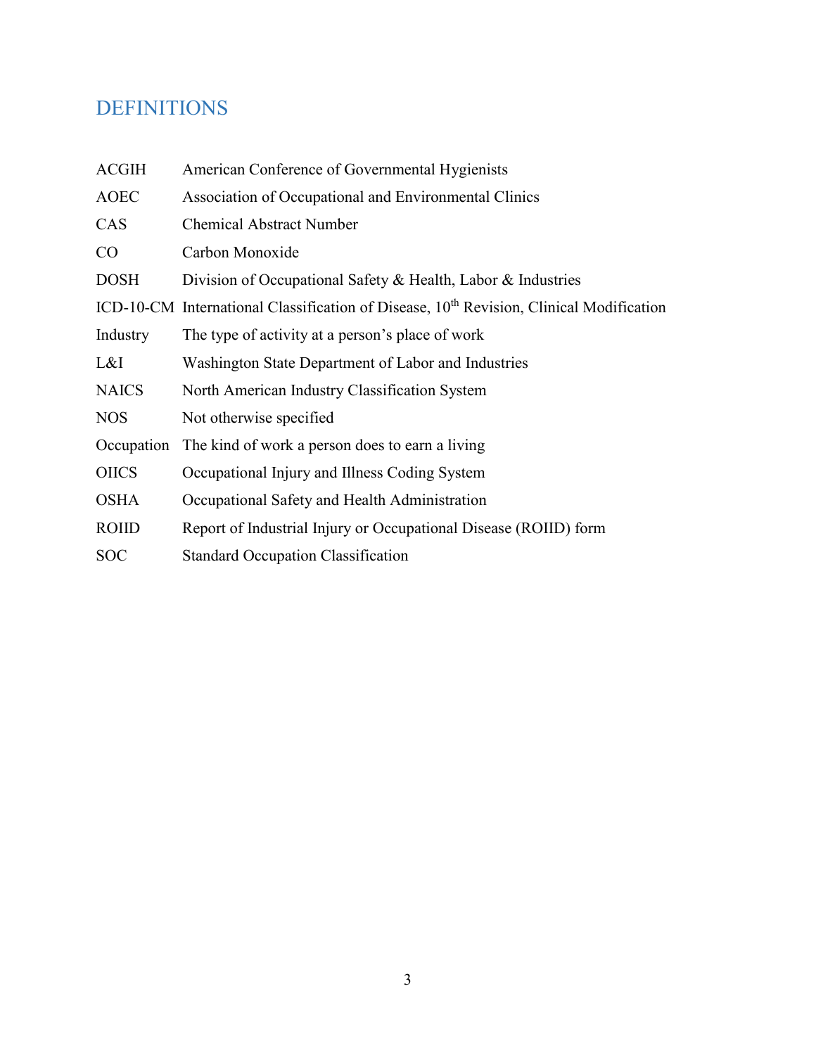# DEFINITIONS

| | |
|---|---|
| ACGIH | American Conference of Governmental Hygienists |
| AOEC | Association of Occupational and Environmental Clinics |
| CAS | Chemical Abstract Number |
| CO | Carbon Monoxide |
| DOSH | Division of Occupational Safety & Health, Labor & Industries |
| ICD-10-CM | International Classification of Disease, 10th Revision, Clinical Modification |
| Industry | The type of activity at a person's place of work |
| L&I | Washington State Department of Labor and Industries |
| NAICS | North American Industry Classification System |
| NOS | Not otherwise specified |
| Occupation | The kind of work a person does to earn a living |
| OIICS | Occupational Injury and Illness Coding System |
| OSHA | Occupational Safety and Health Administration |
| ROIID | Report of Industrial Injury or Occupational Disease (ROIID) form |
| SOC | Standard Occupation Classification |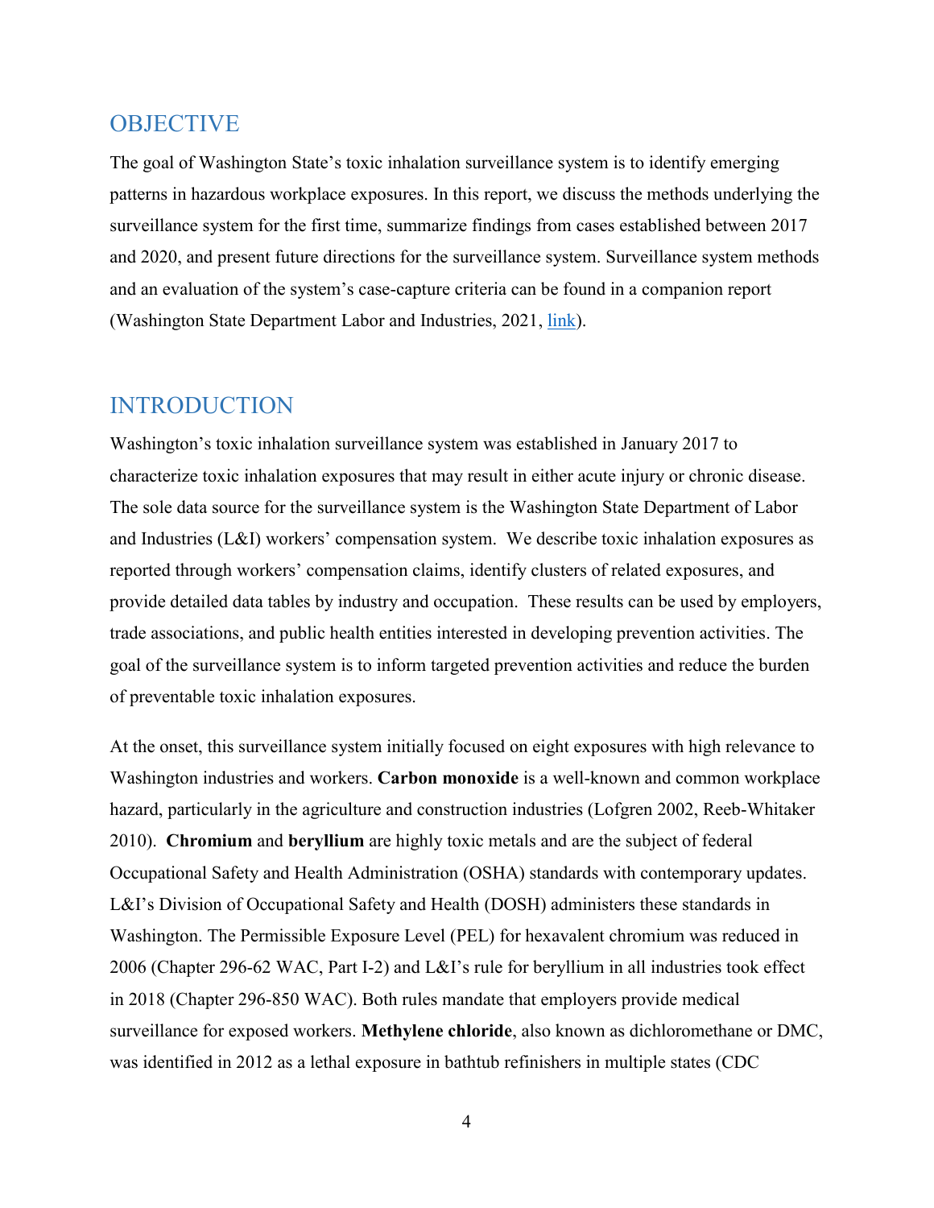## OBJECTIVE

The goal of Washington State's toxic inhalation surveillance system is to identify emerging patterns in hazardous workplace exposures. In this report, we discuss the methods underlying the surveillance system for the first time, summarize findings from cases established between 2017 and 2020, and present future directions for the surveillance system. Surveillance system methods and an evaluation of the system's case-capture criteria can be found in a companion report (Washington State Department Labor and Industries, 2021, link).

## INTRODUCTION

Washington's toxic inhalation surveillance system was established in January 2017 to characterize toxic inhalation exposures that may result in either acute injury or chronic disease. The sole data source for the surveillance system is the Washington State Department of Labor and Industries (L&I) workers' compensation system. We describe toxic inhalation exposures as reported through workers' compensation claims, identify clusters of related exposures, and provide detailed data tables by industry and occupation. These results can be used by employers, trade associations, and public health entities interested in developing prevention activities. The goal of the surveillance system is to inform targeted prevention activities and reduce the burden of preventable toxic inhalation exposures.

At the onset, this surveillance system initially focused on eight exposures with high relevance to Washington industries and workers. **Carbon monoxide** is a well-known and common workplace hazard, particularly in the agriculture and construction industries (Lofgren 2002, Reeb-Whitaker 2010). **Chromium** and **beryllium** are highly toxic metals and are the subject of federal Occupational Safety and Health Administration (OSHA) standards with contemporary updates. L&I's Division of Occupational Safety and Health (DOSH) administers these standards in Washington. The Permissible Exposure Level (PEL) for hexavalent chromium was reduced in 2006 (Chapter 296-62 WAC, Part I-2) and L&I's rule for beryllium in all industries took effect in 2018 (Chapter 296-850 WAC). Both rules mandate that employers provide medical surveillance for exposed workers. **Methylene chloride**, also known as dichloromethane or DMC, was identified in 2012 as a lethal exposure in bathtub refinishers in multiple states (CDC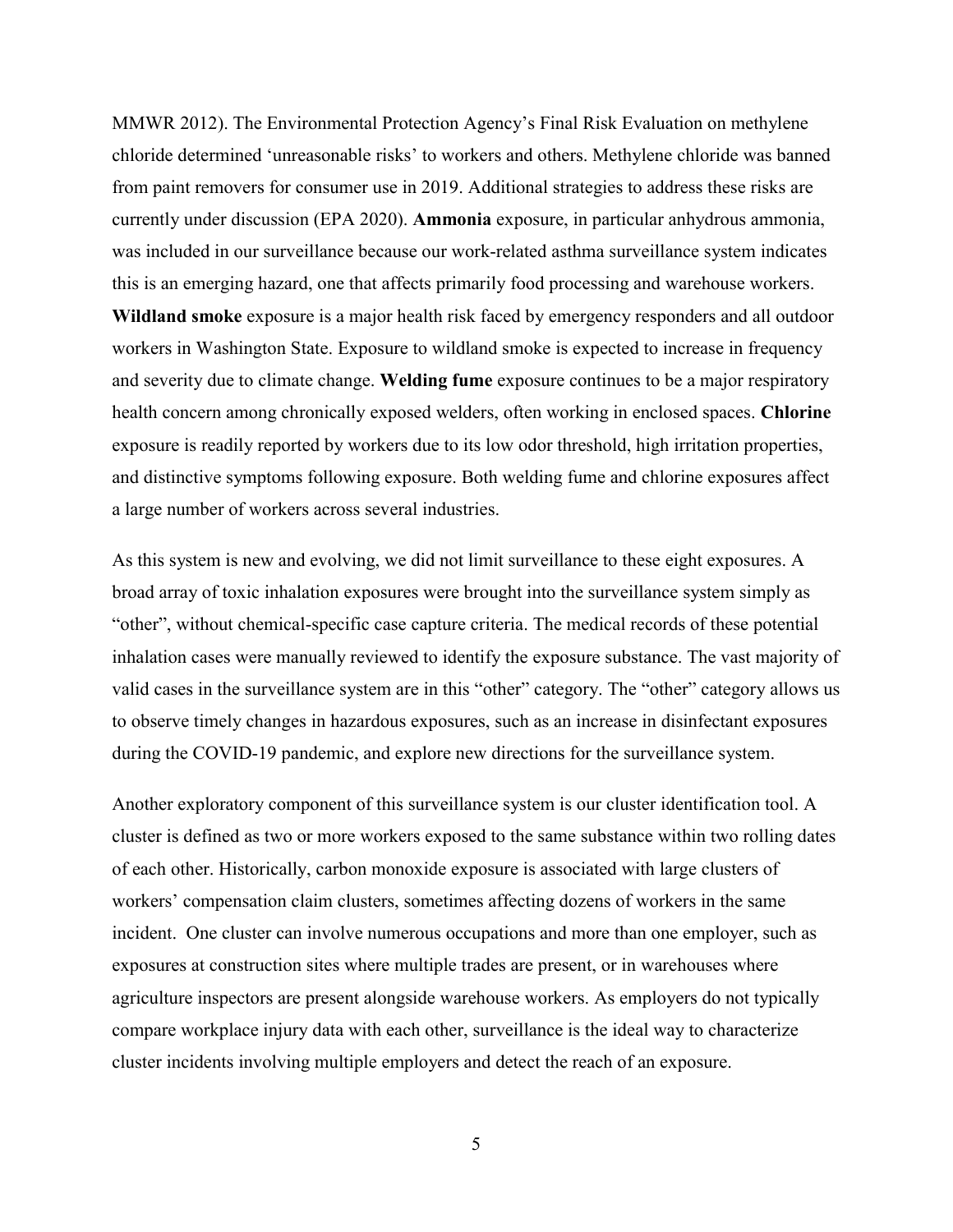MMWR 2012). The Environmental Protection Agency's Final Risk Evaluation on methylene chloride determined 'unreasonable risks' to workers and others. Methylene chloride was banned from paint removers for consumer use in 2019. Additional strategies to address these risks are currently under discussion (EPA 2020). **Ammonia** exposure, in particular anhydrous ammonia, was included in our surveillance because our work-related asthma surveillance system indicates this is an emerging hazard, one that affects primarily food processing and warehouse workers. **Wildland smoke** exposure is a major health risk faced by emergency responders and all outdoor workers in Washington State. Exposure to wildland smoke is expected to increase in frequency and severity due to climate change. **Welding fume** exposure continues to be a major respiratory health concern among chronically exposed welders, often working in enclosed spaces. **Chlorine** exposure is readily reported by workers due to its low odor threshold, high irritation properties, and distinctive symptoms following exposure. Both welding fume and chlorine exposures affect a large number of workers across several industries.

As this system is new and evolving, we did not limit surveillance to these eight exposures. A broad array of toxic inhalation exposures were brought into the surveillance system simply as "other", without chemical-specific case capture criteria. The medical records of these potential inhalation cases were manually reviewed to identify the exposure substance. The vast majority of valid cases in the surveillance system are in this "other" category. The "other" category allows us to observe timely changes in hazardous exposures, such as an increase in disinfectant exposures during the COVID-19 pandemic, and explore new directions for the surveillance system.

Another exploratory component of this surveillance system is our cluster identification tool. A cluster is defined as two or more workers exposed to the same substance within two rolling dates of each other. Historically, carbon monoxide exposure is associated with large clusters of workers' compensation claim clusters, sometimes affecting dozens of workers in the same incident. One cluster can involve numerous occupations and more than one employer, such as exposures at construction sites where multiple trades are present, or in warehouses where agriculture inspectors are present alongside warehouse workers. As employers do not typically compare workplace injury data with each other, surveillance is the ideal way to characterize cluster incidents involving multiple employers and detect the reach of an exposure.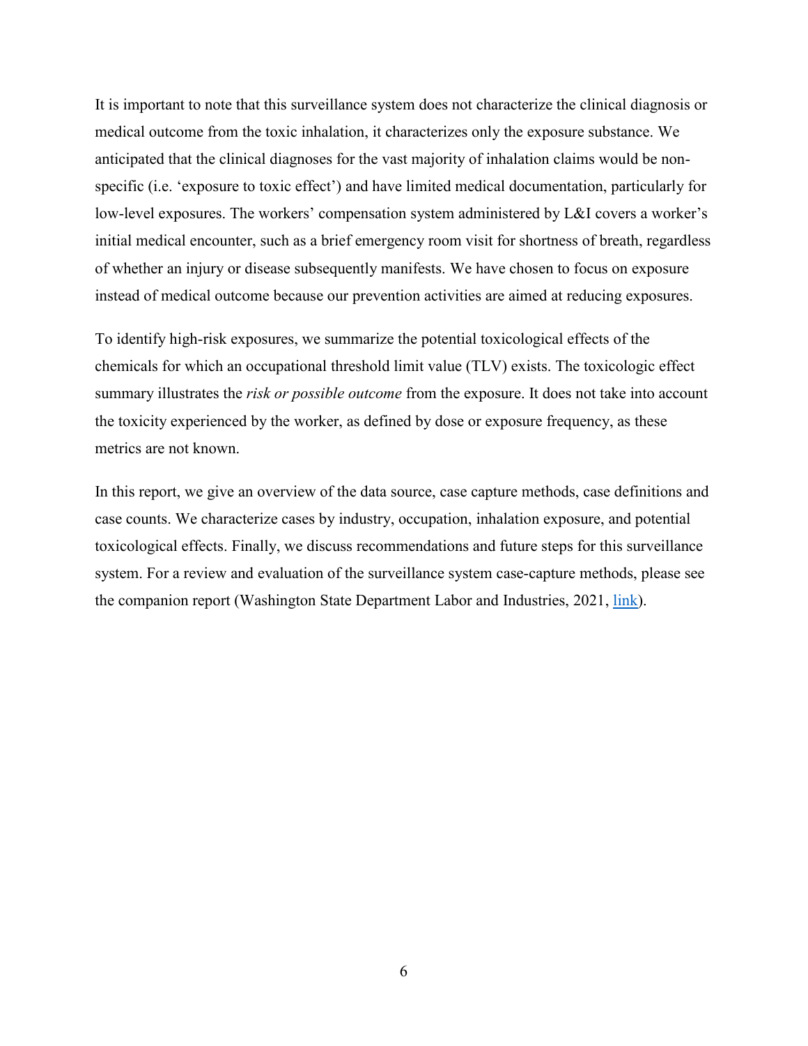It is important to note that this surveillance system does not characterize the clinical diagnosis or medical outcome from the toxic inhalation, it characterizes only the exposure substance. We anticipated that the clinical diagnoses for the vast majority of inhalation claims would be non-specific (i.e. 'exposure to toxic effect') and have limited medical documentation, particularly for low-level exposures. The workers' compensation system administered by L&I covers a worker's initial medical encounter, such as a brief emergency room visit for shortness of breath, regardless of whether an injury or disease subsequently manifests. We have chosen to focus on exposure instead of medical outcome because our prevention activities are aimed at reducing exposures.

To identify high-risk exposures, we summarize the potential toxicological effects of the chemicals for which an occupational threshold limit value (TLV) exists. The toxicologic effect summary illustrates the *risk or possible outcome* from the exposure. It does not take into account the toxicity experienced by the worker, as defined by dose or exposure frequency, as these metrics are not known.

In this report, we give an overview of the data source, case capture methods, case definitions and case counts. We characterize cases by industry, occupation, inhalation exposure, and potential toxicological effects. Finally, we discuss recommendations and future steps for this surveillance system. For a review and evaluation of the surveillance system case-capture methods, please see the companion report (Washington State Department Labor and Industries, 2021, link).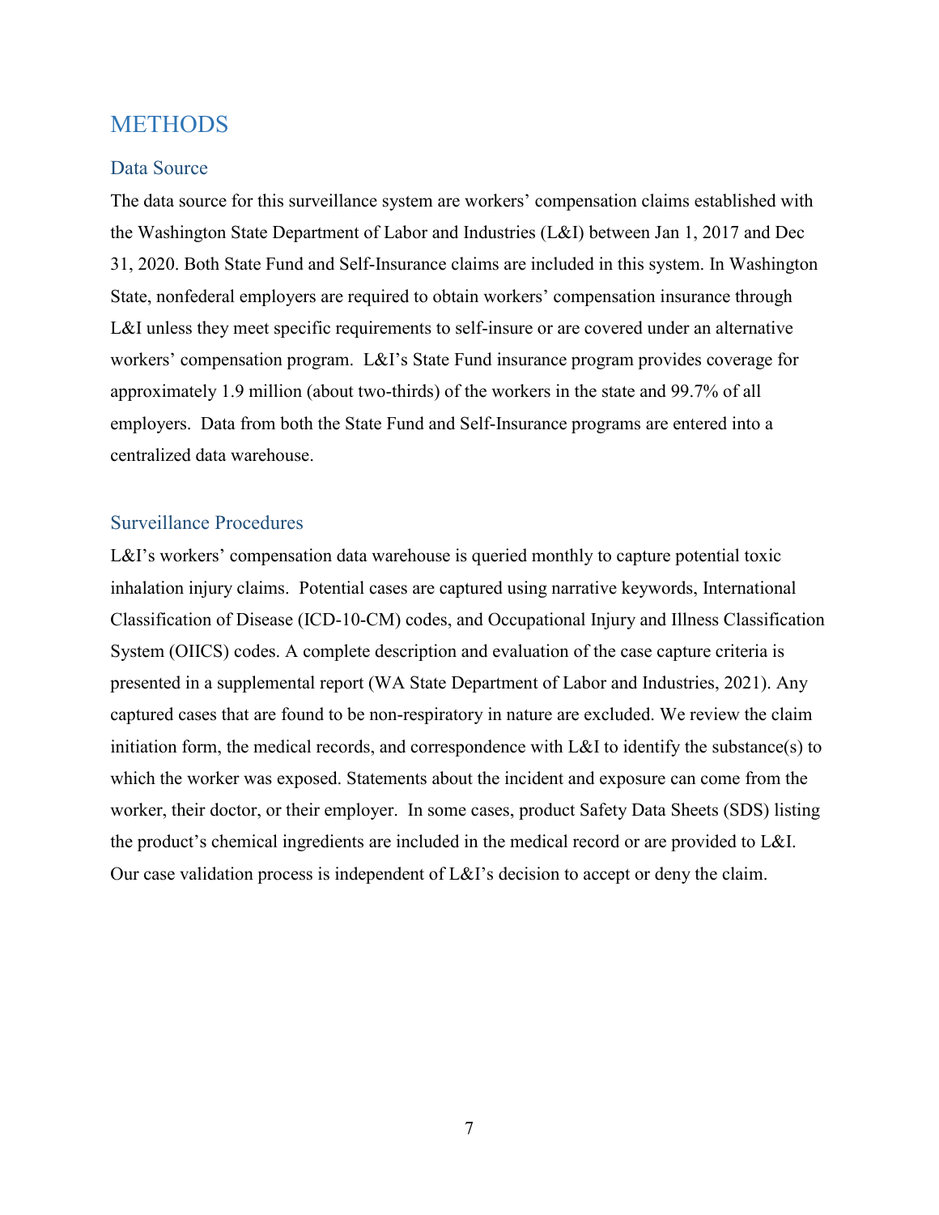# METHODS

## Data Source

The data source for this surveillance system are workers' compensation claims established with the Washington State Department of Labor and Industries (L&I) between Jan 1, 2017 and Dec 31, 2020. Both State Fund and Self-Insurance claims are included in this system. In Washington State, nonfederal employers are required to obtain workers' compensation insurance through L&I unless they meet specific requirements to self-insure or are covered under an alternative workers' compensation program. L&I's State Fund insurance program provides coverage for approximately 1.9 million (about two-thirds) of the workers in the state and 99.7% of all employers. Data from both the State Fund and Self-Insurance programs are entered into a centralized data warehouse.

## Surveillance Procedures

L&I's workers' compensation data warehouse is queried monthly to capture potential toxic inhalation injury claims. Potential cases are captured using narrative keywords, International Classification of Disease (ICD-10-CM) codes, and Occupational Injury and Illness Classification System (OIICS) codes. A complete description and evaluation of the case capture criteria is presented in a supplemental report (WA State Department of Labor and Industries, 2021). Any captured cases that are found to be non-respiratory in nature are excluded. We review the claim initiation form, the medical records, and correspondence with L&I to identify the substance(s) to which the worker was exposed. Statements about the incident and exposure can come from the worker, their doctor, or their employer. In some cases, product Safety Data Sheets (SDS) listing the product's chemical ingredients are included in the medical record or are provided to L&I. Our case validation process is independent of L&I's decision to accept or deny the claim.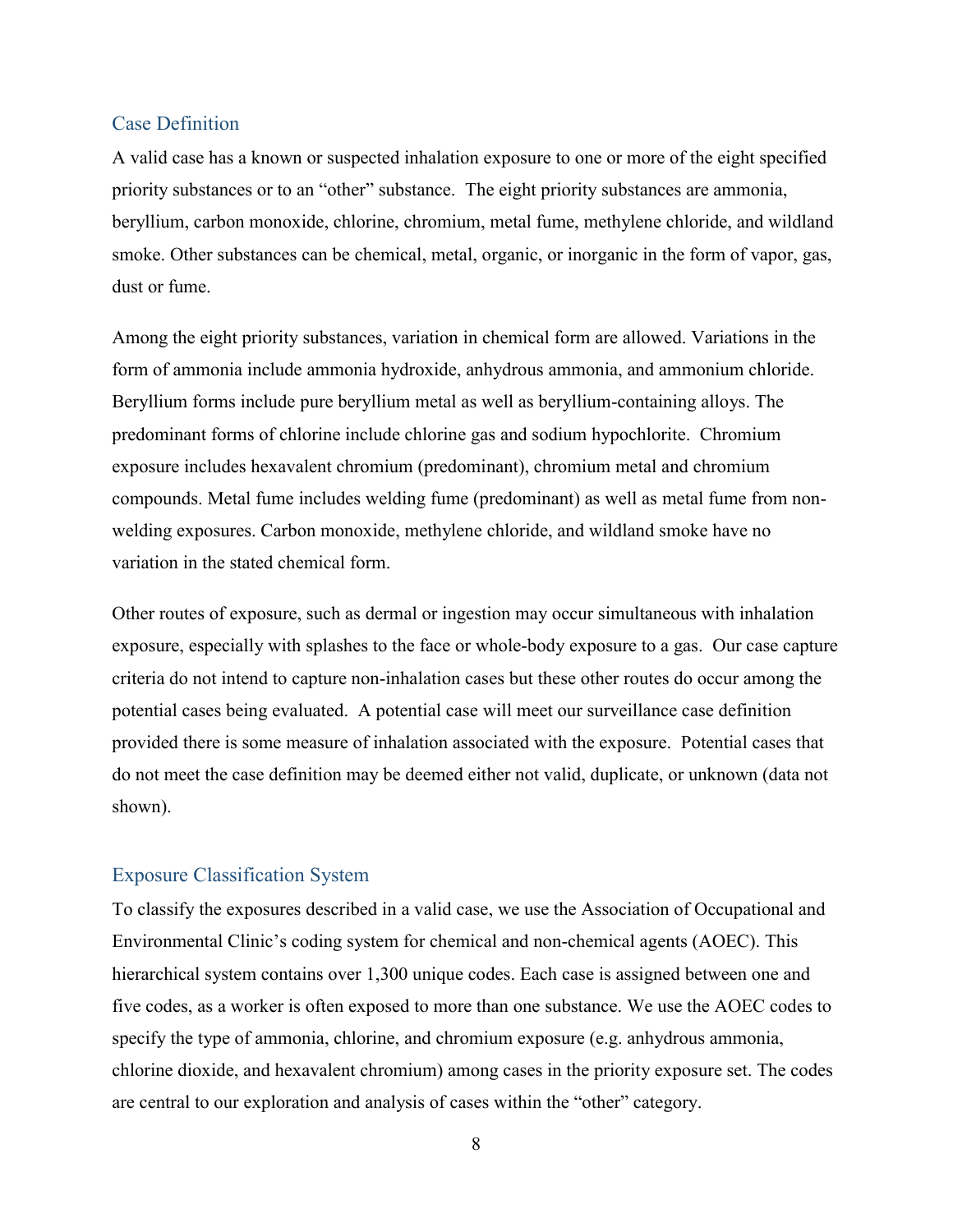## Case Definition

A valid case has a known or suspected inhalation exposure to one or more of the eight specified priority substances or to an "other" substance. The eight priority substances are ammonia, beryllium, carbon monoxide, chlorine, chromium, metal fume, methylene chloride, and wildland smoke. Other substances can be chemical, metal, organic, or inorganic in the form of vapor, gas, dust or fume.

Among the eight priority substances, variation in chemical form are allowed. Variations in the form of ammonia include ammonia hydroxide, anhydrous ammonia, and ammonium chloride. Beryllium forms include pure beryllium metal as well as beryllium-containing alloys. The predominant forms of chlorine include chlorine gas and sodium hypochlorite. Chromium exposure includes hexavalent chromium (predominant), chromium metal and chromium compounds. Metal fume includes welding fume (predominant) as well as metal fume from non-welding exposures. Carbon monoxide, methylene chloride, and wildland smoke have no variation in the stated chemical form.

Other routes of exposure, such as dermal or ingestion may occur simultaneous with inhalation exposure, especially with splashes to the face or whole-body exposure to a gas. Our case capture criteria do not intend to capture non-inhalation cases but these other routes do occur among the potential cases being evaluated. A potential case will meet our surveillance case definition provided there is some measure of inhalation associated with the exposure. Potential cases that do not meet the case definition may be deemed either not valid, duplicate, or unknown (data not shown).

## Exposure Classification System

To classify the exposures described in a valid case, we use the Association of Occupational and Environmental Clinic's coding system for chemical and non-chemical agents (AOEC). This hierarchical system contains over 1,300 unique codes. Each case is assigned between one and five codes, as a worker is often exposed to more than one substance. We use the AOEC codes to specify the type of ammonia, chlorine, and chromium exposure (e.g. anhydrous ammonia, chlorine dioxide, and hexavalent chromium) among cases in the priority exposure set. The codes are central to our exploration and analysis of cases within the "other" category.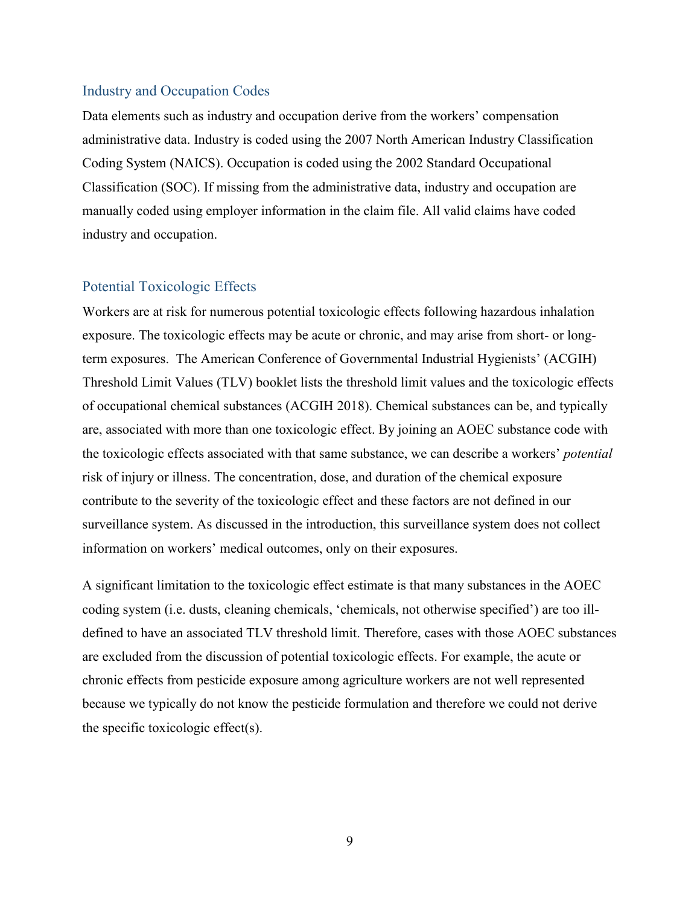## Industry and Occupation Codes

Data elements such as industry and occupation derive from the workers' compensation administrative data. Industry is coded using the 2007 North American Industry Classification Coding System (NAICS). Occupation is coded using the 2002 Standard Occupational Classification (SOC). If missing from the administrative data, industry and occupation are manually coded using employer information in the claim file. All valid claims have coded industry and occupation.

## Potential Toxicologic Effects

Workers are at risk for numerous potential toxicologic effects following hazardous inhalation exposure. The toxicologic effects may be acute or chronic, and may arise from short- or long-term exposures. The American Conference of Governmental Industrial Hygienists' (ACGIH) Threshold Limit Values (TLV) booklet lists the threshold limit values and the toxicologic effects of occupational chemical substances (ACGIH 2018). Chemical substances can be, and typically are, associated with more than one toxicologic effect. By joining an AOEC substance code with the toxicologic effects associated with that same substance, we can describe a workers' *potential* risk of injury or illness. The concentration, dose, and duration of the chemical exposure contribute to the severity of the toxicologic effect and these factors are not defined in our surveillance system. As discussed in the introduction, this surveillance system does not collect information on workers' medical outcomes, only on their exposures.

A significant limitation to the toxicologic effect estimate is that many substances in the AOEC coding system (i.e. dusts, cleaning chemicals, 'chemicals, not otherwise specified') are too ill-defined to have an associated TLV threshold limit. Therefore, cases with those AOEC substances are excluded from the discussion of potential toxicologic effects. For example, the acute or chronic effects from pesticide exposure among agriculture workers are not well represented because we typically do not know the pesticide formulation and therefore we could not derive the specific toxicologic effect(s).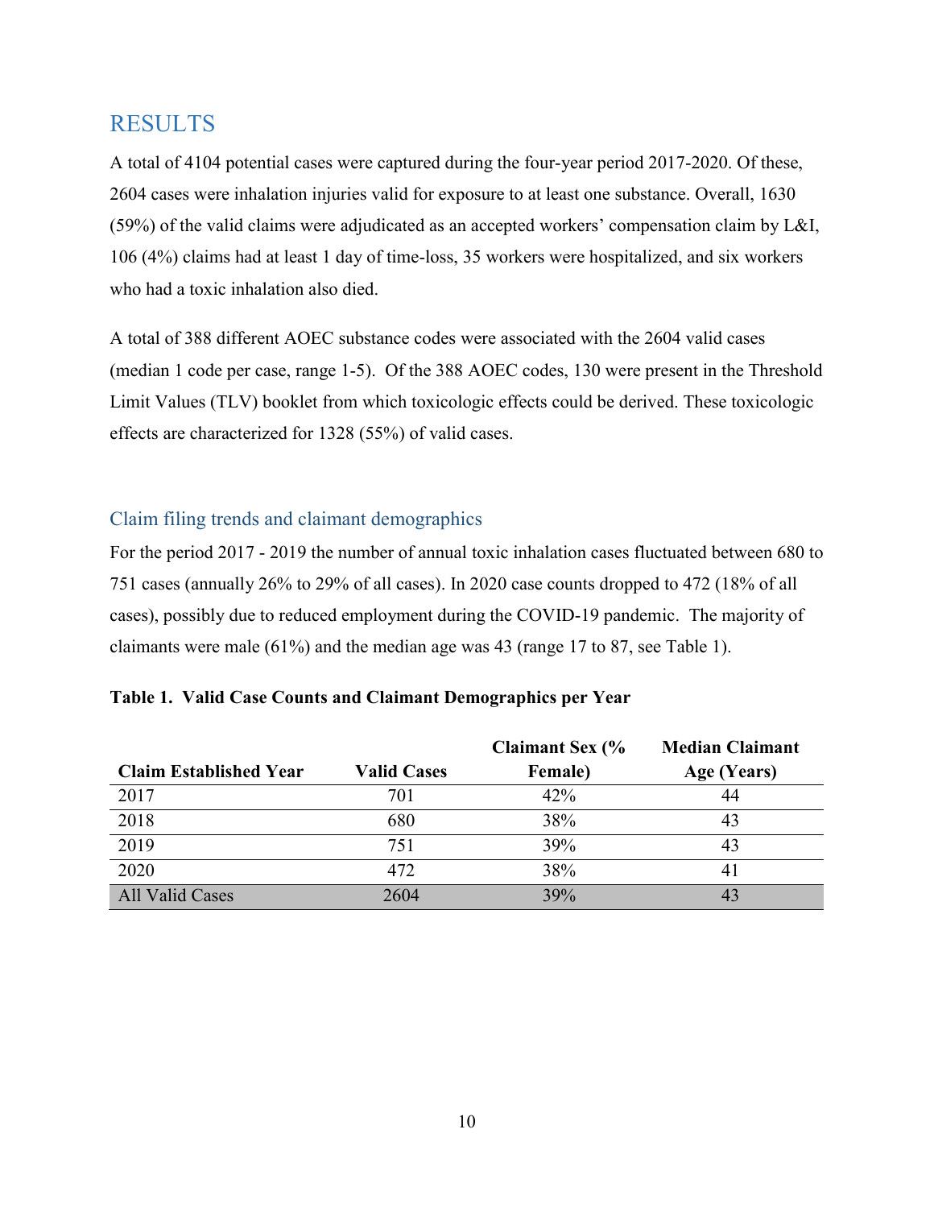## RESULTS

A total of 4104 potential cases were captured during the four-year period 2017-2020. Of these, 2604 cases were inhalation injuries valid for exposure to at least one substance. Overall, 1630 (59%) of the valid claims were adjudicated as an accepted workers' compensation claim by L&I, 106 (4%) claims had at least 1 day of time-loss, 35 workers were hospitalized, and six workers who had a toxic inhalation also died.

A total of 388 different AOEC substance codes were associated with the 2604 valid cases (median 1 code per case, range 1-5). Of the 388 AOEC codes, 130 were present in the Threshold Limit Values (TLV) booklet from which toxicologic effects could be derived. These toxicologic effects are characterized for 1328 (55%) of valid cases.

### Claim filing trends and claimant demographics

For the period 2017 - 2019 the number of annual toxic inhalation cases fluctuated between 680 to 751 cases (annually 26% to 29% of all cases). In 2020 case counts dropped to 472 (18% of all cases), possibly due to reduced employment during the COVID-19 pandemic. The majority of claimants were male (61%) and the median age was 43 (range 17 to 87, see Table 1).

**Table 1. Valid Case Counts and Claimant Demographics per Year**

| Claim Established Year | Valid Cases | Claimant Sex (% Female) | Median Claimant Age (Years) |
|---|---|---|---|
| 2017 | 701 | 42% | 44 |
| 2018 | 680 | 38% | 43 |
| 2019 | 751 | 39% | 43 |
| 2020 | 472 | 38% | 41 |
| All Valid Cases | 2604 | 39% | 43 |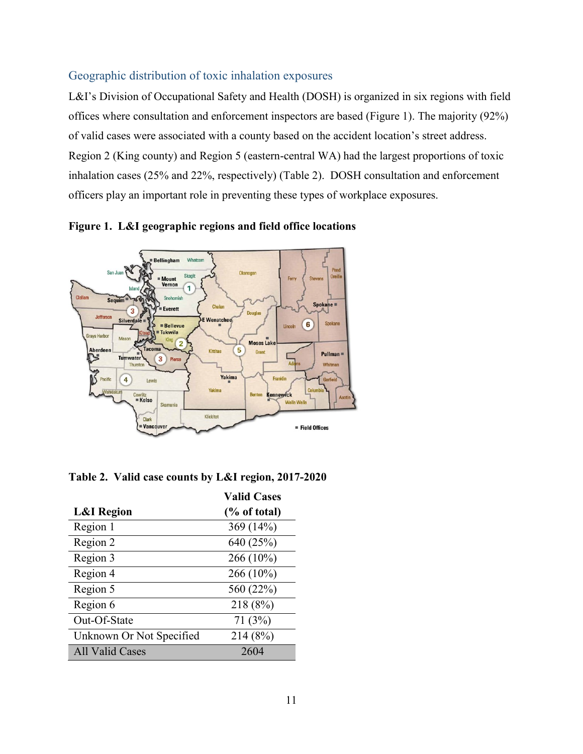## Geographic distribution of toxic inhalation exposures

L&I's Division of Occupational Safety and Health (DOSH) is organized in six regions with field offices where consultation and enforcement inspectors are based (Figure 1). The majority (92%) of valid cases were associated with a county based on the accident location's street address. Region 2 (King county) and Region 5 (eastern-central WA) had the largest proportions of toxic inhalation cases (25% and 22%, respectively) (Table 2). DOSH consultation and enforcement officers play an important role in preventing these types of workplace exposures.

**Figure 1. L&I geographic regions and field office locations**

**Table 2. Valid case counts by L&I region, 2017-2020**

| L&I Region | Valid Cases (% of total) |
|---|---|
| Region 1 | 369 (14%) |
| Region 2 | 640 (25%) |
| Region 3 | 266 (10%) |
| Region 4 | 266 (10%) |
| Region 5 | 560 (22%) |
| Region 6 | 218 (8%) |
| Out-Of-State | 71 (3%) |
| Unknown Or Not Specified | 214 (8%) |
| All Valid Cases | 2604 |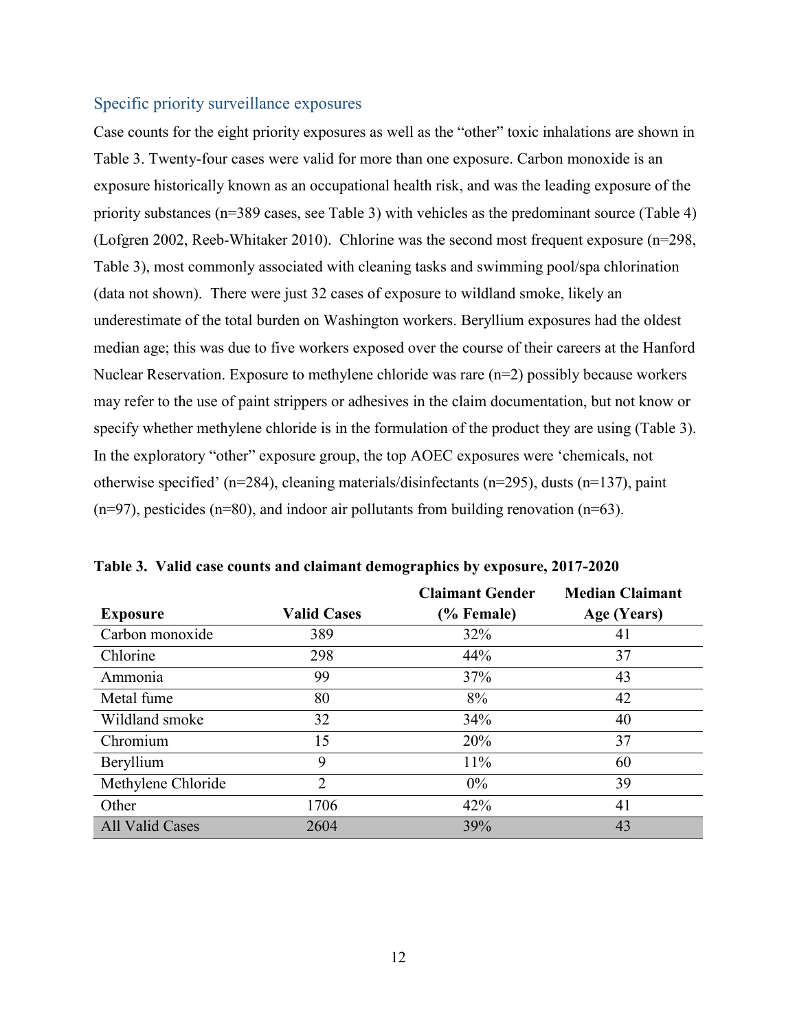### Specific priority surveillance exposures

Case counts for the eight priority exposures as well as the “other” toxic inhalations are shown in Table 3. Twenty-four cases were valid for more than one exposure. Carbon monoxide is an exposure historically known as an occupational health risk, and was the leading exposure of the priority substances (n=389 cases, see Table 3) with vehicles as the predominant source (Table 4) (Lofgren 2002, Reeb-Whitaker 2010). Chlorine was the second most frequent exposure (n=298, Table 3), most commonly associated with cleaning tasks and swimming pool/spa chlorination (data not shown). There were just 32 cases of exposure to wildland smoke, likely an underestimate of the total burden on Washington workers. Beryllium exposures had the oldest median age; this was due to five workers exposed over the course of their careers at the Hanford Nuclear Reservation. Exposure to methylene chloride was rare (n=2) possibly because workers may refer to the use of paint strippers or adhesives in the claim documentation, but not know or specify whether methylene chloride is in the formulation of the product they are using (Table 3). In the exploratory “other” exposure group, the top AOEC exposures were ‘chemicals, not otherwise specified’ (n=284), cleaning materials/disinfectants (n=295), dusts (n=137), paint (n=97), pesticides (n=80), and indoor air pollutants from building renovation (n=63).

**Table 3. Valid case counts and claimant demographics by exposure, 2017-2020**

| Exposure | Valid Cases | Claimant Gender (% Female) | Median Claimant Age (Years) |
|---|---|---|---|
| Carbon monoxide | 389 | 32% | 41 |
| Chlorine | 298 | 44% | 37 |
| Ammonia | 99 | 37% | 43 |
| Metal fume | 80 | 8% | 42 |
| Wildland smoke | 32 | 34% | 40 |
| Chromium | 15 | 20% | 37 |
| Beryllium | 9 | 11% | 60 |
| Methylene Chloride | 2 | 0% | 39 |
| Other | 1706 | 42% | 41 |
| All Valid Cases | 2604 | 39% | 43 |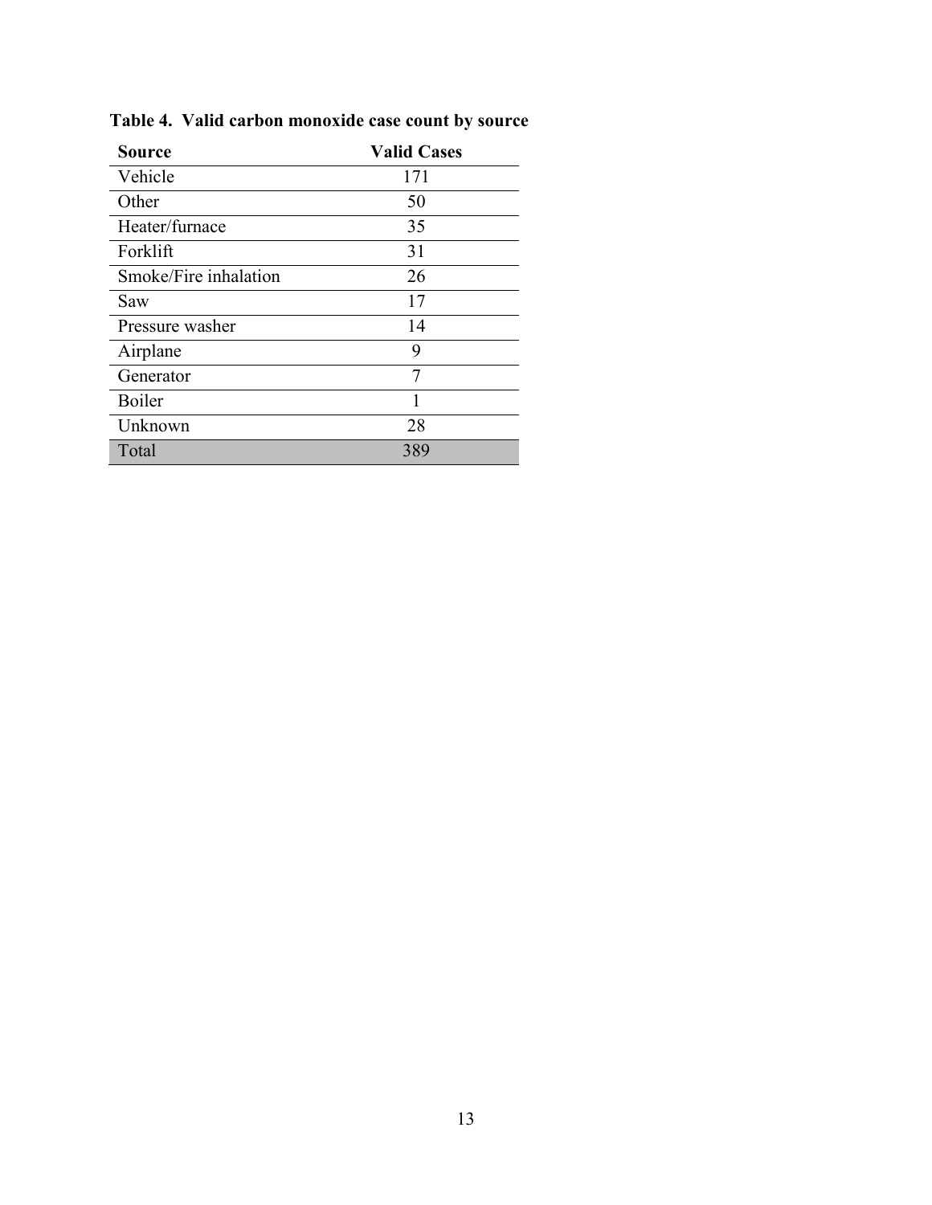**Table 4. Valid carbon monoxide case count by source**

| Source | Valid Cases |
|---|---|
| Vehicle | 171 |
| Other | 50 |
| Heater/furnace | 35 |
| Forklift | 31 |
| Smoke/Fire inhalation | 26 |
| Saw | 17 |
| Pressure washer | 14 |
| Airplane | 9 |
| Generator | 7 |
| Boiler | 1 |
| Unknown | 28 |
| Total | 389 |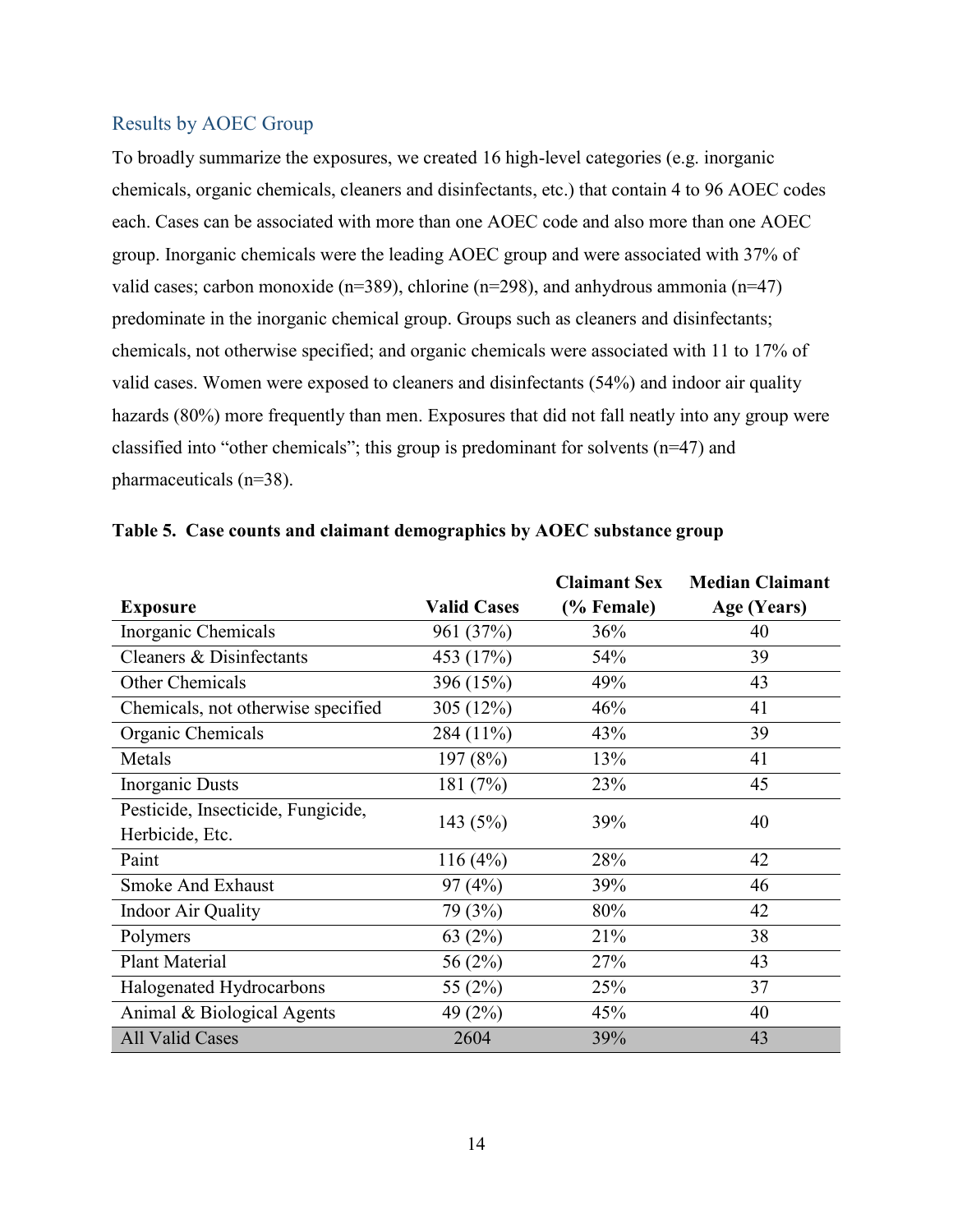## Results by AOEC Group

To broadly summarize the exposures, we created 16 high-level categories (e.g. inorganic chemicals, organic chemicals, cleaners and disinfectants, etc.) that contain 4 to 96 AOEC codes each. Cases can be associated with more than one AOEC code and also more than one AOEC group. Inorganic chemicals were the leading AOEC group and were associated with 37% of valid cases; carbon monoxide (n=389), chlorine (n=298), and anhydrous ammonia (n=47) predominate in the inorganic chemical group. Groups such as cleaners and disinfectants; chemicals, not otherwise specified; and organic chemicals were associated with 11 to 17% of valid cases. Women were exposed to cleaners and disinfectants (54%) and indoor air quality hazards (80%) more frequently than men. Exposures that did not fall neatly into any group were classified into "other chemicals"; this group is predominant for solvents (n=47) and pharmaceuticals (n=38).

**Table 5. Case counts and claimant demographics by AOEC substance group**

| Exposure | Valid Cases | Claimant Sex (% Female) | Median Claimant Age (Years) |
|---|---|---|---|
| Inorganic Chemicals | 961 (37%) | 36% | 40 |
| Cleaners & Disinfectants | 453 (17%) | 54% | 39 |
| Other Chemicals | 396 (15%) | 49% | 43 |
| Chemicals, not otherwise specified | 305 (12%) | 46% | 41 |
| Organic Chemicals | 284 (11%) | 43% | 39 |
| Metals | 197 (8%) | 13% | 41 |
| Inorganic Dusts | 181 (7%) | 23% | 45 |
| Pesticide, Insecticide, Fungicide, Herbicide, Etc. | 143 (5%) | 39% | 40 |
| Paint | 116 (4%) | 28% | 42 |
| Smoke And Exhaust | 97 (4%) | 39% | 46 |
| Indoor Air Quality | 79 (3%) | 80% | 42 |
| Polymers | 63 (2%) | 21% | 38 |
| Plant Material | 56 (2%) | 27% | 43 |
| Halogenated Hydrocarbons | 55 (2%) | 25% | 37 |
| Animal & Biological Agents | 49 (2%) | 45% | 40 |
| All Valid Cases | 2604 | 39% | 43 |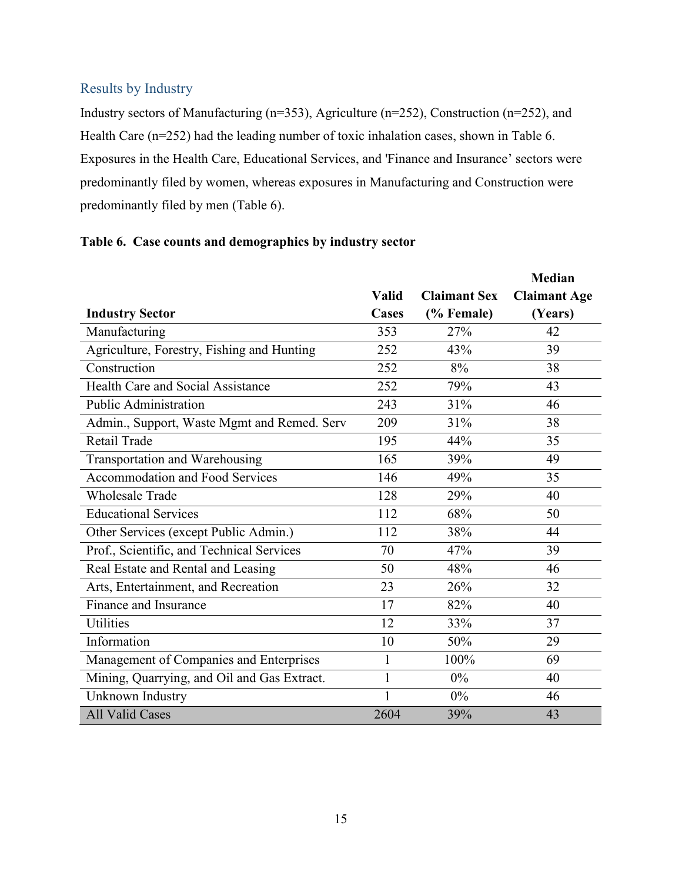## Results by Industry

Industry sectors of Manufacturing (n=353), Agriculture (n=252), Construction (n=252), and Health Care (n=252) had the leading number of toxic inhalation cases, shown in Table 6. Exposures in the Health Care, Educational Services, and 'Finance and Insurance' sectors were predominantly filed by women, whereas exposures in Manufacturing and Construction were predominantly filed by men (Table 6).

**Table 6. Case counts and demographics by industry sector**

| Industry Sector | Valid Cases | Claimant Sex (% Female) | Median Claimant Age (Years) |
|---|---|---|---|
| Manufacturing | 353 | 27% | 42 |
| Agriculture, Forestry, Fishing and Hunting | 252 | 43% | 39 |
| Construction | 252 | 8% | 38 |
| Health Care and Social Assistance | 252 | 79% | 43 |
| Public Administration | 243 | 31% | 46 |
| Admin., Support, Waste Mgmt and Remed. Serv | 209 | 31% | 38 |
| Retail Trade | 195 | 44% | 35 |
| Transportation and Warehousing | 165 | 39% | 49 |
| Accommodation and Food Services | 146 | 49% | 35 |
| Wholesale Trade | 128 | 29% | 40 |
| Educational Services | 112 | 68% | 50 |
| Other Services (except Public Admin.) | 112 | 38% | 44 |
| Prof., Scientific, and Technical Services | 70 | 47% | 39 |
| Real Estate and Rental and Leasing | 50 | 48% | 46 |
| Arts, Entertainment, and Recreation | 23 | 26% | 32 |
| Finance and Insurance | 17 | 82% | 40 |
| Utilities | 12 | 33% | 37 |
| Information | 10 | 50% | 29 |
| Management of Companies and Enterprises | 1 | 100% | 69 |
| Mining, Quarrying, and Oil and Gas Extract. | 1 | 0% | 40 |
| Unknown Industry | 1 | 0% | 46 |
| All Valid Cases | 2604 | 39% | 43 |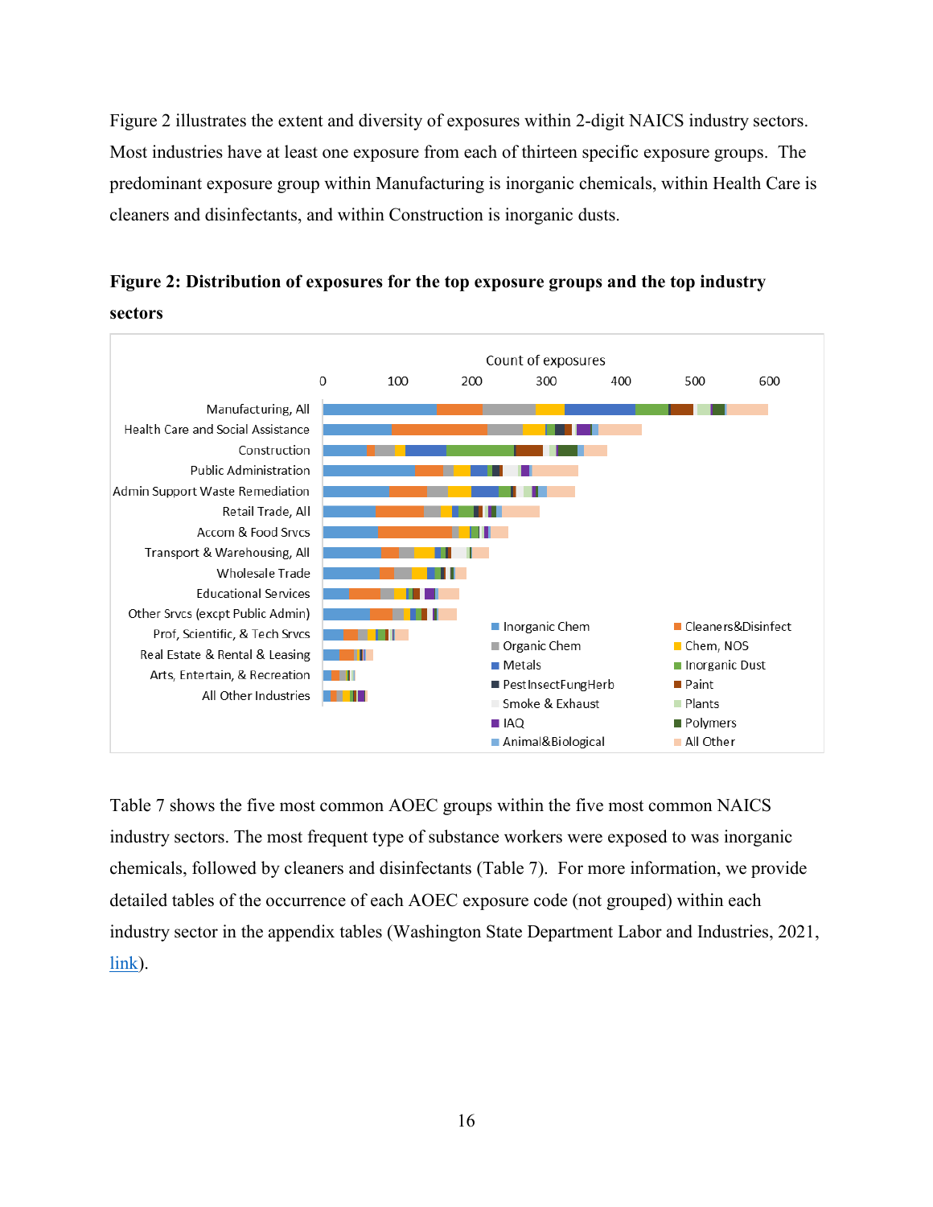Figure 2 illustrates the extent and diversity of exposures within 2-digit NAICS industry sectors. Most industries have at least one exposure from each of thirteen specific exposure groups. The predominant exposure group within Manufacturing is inorganic chemicals, within Health Care is cleaners and disinfectants, and within Construction is inorganic dusts.

**Figure 2: Distribution of exposures for the top exposure groups and the top industry sectors**

Table 7 shows the five most common AOEC groups within the five most common NAICS industry sectors. The most frequent type of substance workers were exposed to was inorganic chemicals, followed by cleaners and disinfectants (Table 7). For more information, we provide detailed tables of the occurrence of each AOEC exposure code (not grouped) within each industry sector in the appendix tables (Washington State Department Labor and Industries, 2021, link).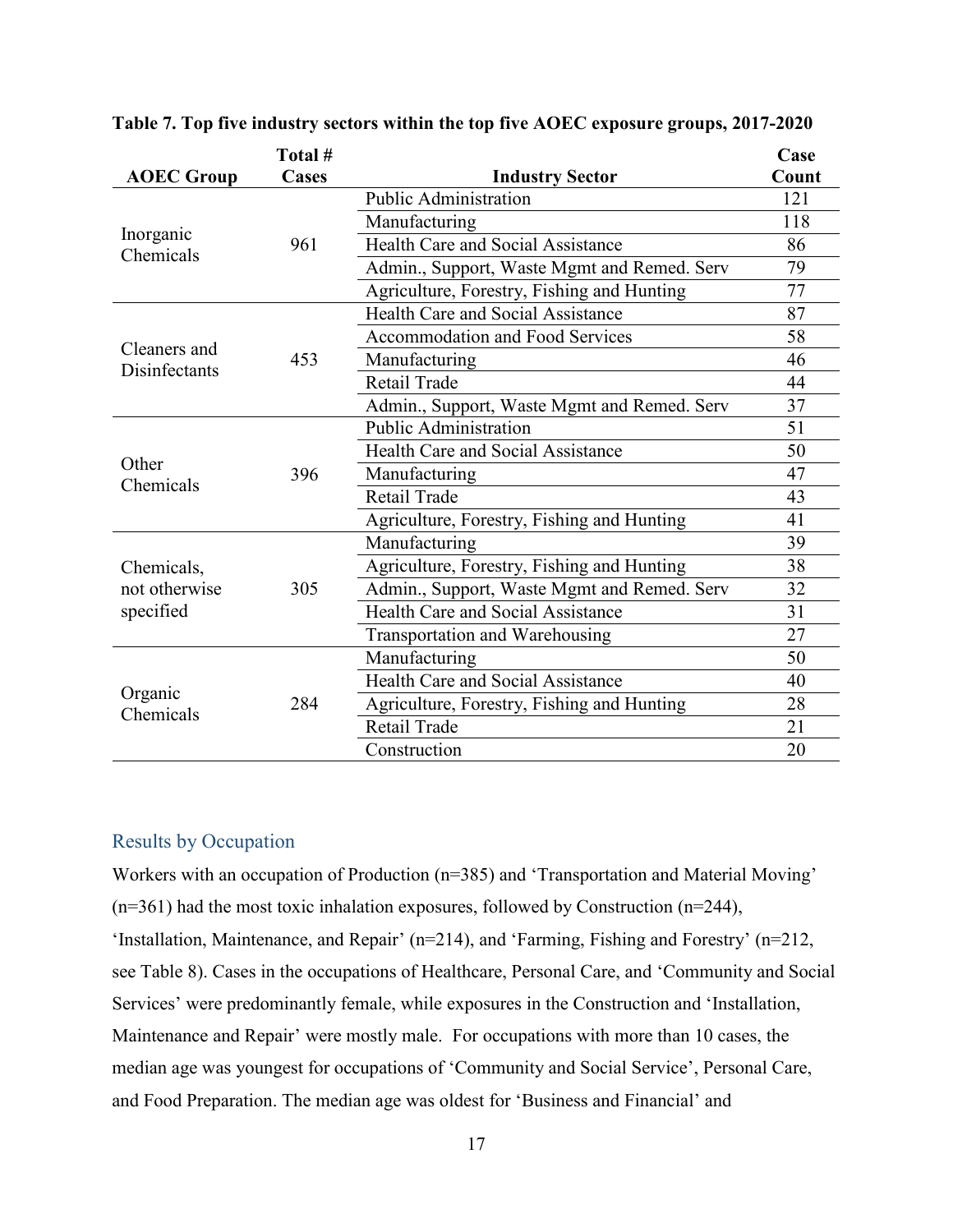**Table 7. Top five industry sectors within the top five AOEC exposure groups, 2017-2020**

| AOEC Group | Total # Cases | Industry Sector | Case Count |
|---|---|---|---|
| Inorganic Chemicals | 961 | Public Administration | 121 |
| | | Manufacturing | 118 |
| | | Health Care and Social Assistance | 86 |
| | | Admin., Support, Waste Mgmt and Remed. Serv | 79 |
| | | Agriculture, Forestry, Fishing and Hunting | 77 |
| Cleaners and Disinfectants | 453 | Health Care and Social Assistance | 87 |
| | | Accommodation and Food Services | 58 |
| | | Manufacturing | 46 |
| | | Retail Trade | 44 |
| | | Admin., Support, Waste Mgmt and Remed. Serv | 37 |
| Other Chemicals | 396 | Public Administration | 51 |
| | | Health Care and Social Assistance | 50 |
| | | Manufacturing | 47 |
| | | Retail Trade | 43 |
| | | Agriculture, Forestry, Fishing and Hunting | 41 |
| Chemicals, not otherwise specified | 305 | Manufacturing | 39 |
| | | Agriculture, Forestry, Fishing and Hunting | 38 |
| | | Admin., Support, Waste Mgmt and Remed. Serv | 32 |
| | | Health Care and Social Assistance | 31 |
| | | Transportation and Warehousing | 27 |
| Organic Chemicals | 284 | Manufacturing | 50 |
| | | Health Care and Social Assistance | 40 |
| | | Agriculture, Forestry, Fishing and Hunting | 28 |
| | | Retail Trade | 21 |
| | | Construction | 20 |

## Results by Occupation

Workers with an occupation of Production (n=385) and 'Transportation and Material Moving' (n=361) had the most toxic inhalation exposures, followed by Construction (n=244), 'Installation, Maintenance, and Repair' (n=214), and 'Farming, Fishing and Forestry' (n=212, see Table 8). Cases in the occupations of Healthcare, Personal Care, and 'Community and Social Services' were predominantly female, while exposures in the Construction and 'Installation, Maintenance and Repair' were mostly male. For occupations with more than 10 cases, the median age was youngest for occupations of 'Community and Social Service', Personal Care, and Food Preparation. The median age was oldest for 'Business and Financial' and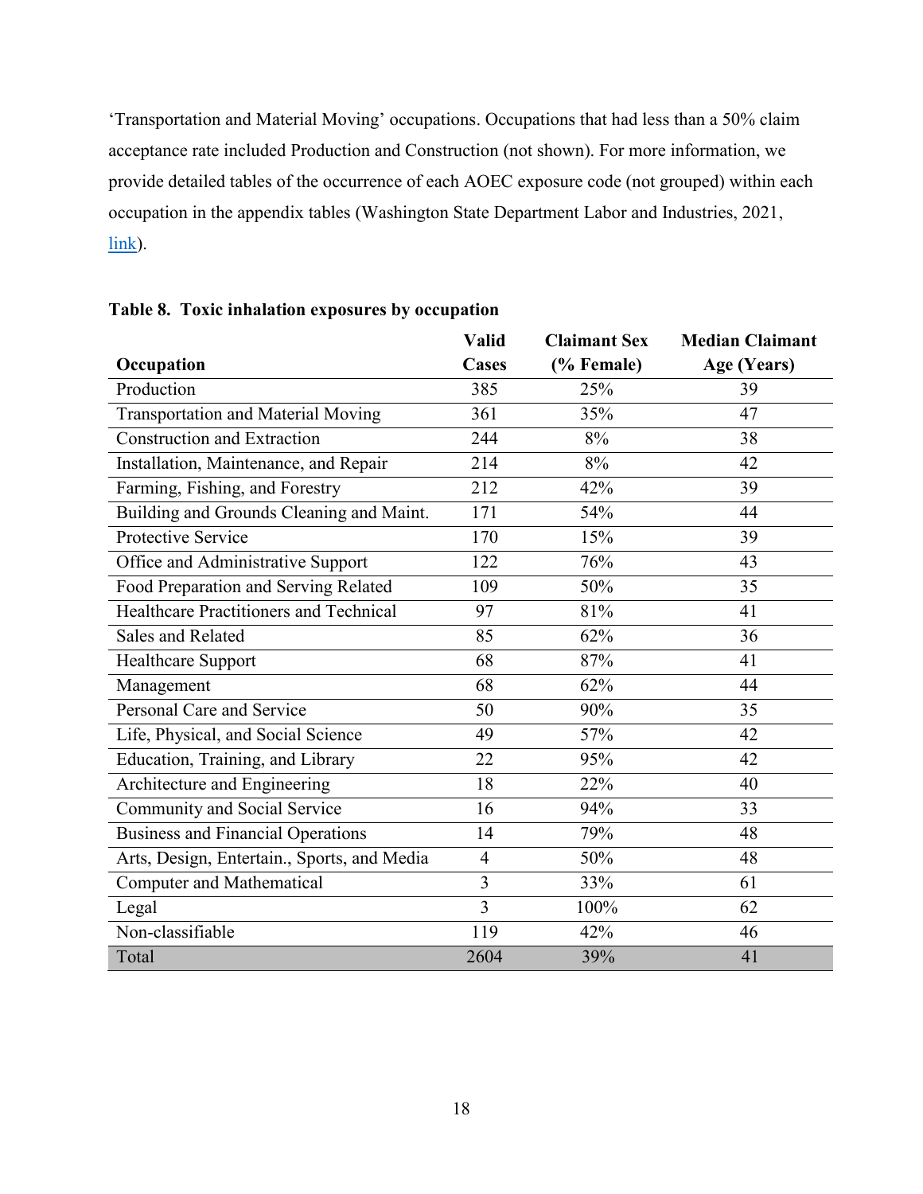'Transportation and Material Moving' occupations. Occupations that had less than a 50% claim acceptance rate included Production and Construction (not shown). For more information, we provide detailed tables of the occurrence of each AOEC exposure code (not grouped) within each occupation in the appendix tables (Washington State Department Labor and Industries, 2021, link).

**Table 8. Toxic inhalation exposures by occupation**

| Occupation | Valid Cases | Claimant Sex (% Female) | Median Claimant Age (Years) |
|---|---|---|---|
| Production | 385 | 25% | 39 |
| Transportation and Material Moving | 361 | 35% | 47 |
| Construction and Extraction | 244 | 8% | 38 |
| Installation, Maintenance, and Repair | 214 | 8% | 42 |
| Farming, Fishing, and Forestry | 212 | 42% | 39 |
| Building and Grounds Cleaning and Maint. | 171 | 54% | 44 |
| Protective Service | 170 | 15% | 39 |
| Office and Administrative Support | 122 | 76% | 43 |
| Food Preparation and Serving Related | 109 | 50% | 35 |
| Healthcare Practitioners and Technical | 97 | 81% | 41 |
| Sales and Related | 85 | 62% | 36 |
| Healthcare Support | 68 | 87% | 41 |
| Management | 68 | 62% | 44 |
| Personal Care and Service | 50 | 90% | 35 |
| Life, Physical, and Social Science | 49 | 57% | 42 |
| Education, Training, and Library | 22 | 95% | 42 |
| Architecture and Engineering | 18 | 22% | 40 |
| Community and Social Service | 16 | 94% | 33 |
| Business and Financial Operations | 14 | 79% | 48 |
| Arts, Design, Entertain., Sports, and Media | 4 | 50% | 48 |
| Computer and Mathematical | 3 | 33% | 61 |
| Legal | 3 | 100% | 62 |
| Non-classifiable | 119 | 42% | 46 |
| Total | 2604 | 39% | 41 |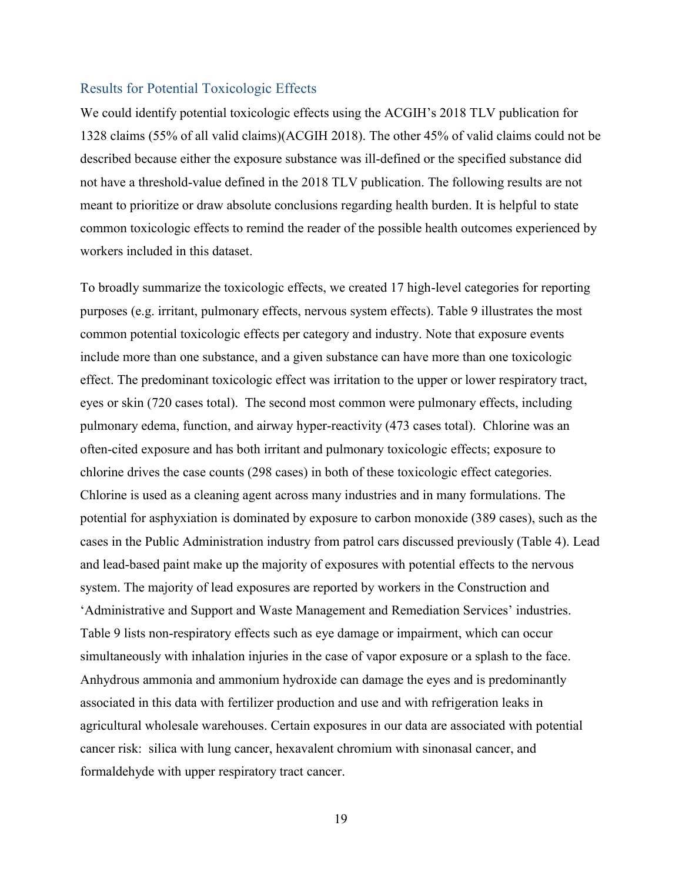## Results for Potential Toxicologic Effects

We could identify potential toxicologic effects using the ACGIH's 2018 TLV publication for 1328 claims (55% of all valid claims)(ACGIH 2018). The other 45% of valid claims could not be described because either the exposure substance was ill-defined or the specified substance did not have a threshold-value defined in the 2018 TLV publication. The following results are not meant to prioritize or draw absolute conclusions regarding health burden. It is helpful to state common toxicologic effects to remind the reader of the possible health outcomes experienced by workers included in this dataset.

To broadly summarize the toxicologic effects, we created 17 high-level categories for reporting purposes (e.g. irritant, pulmonary effects, nervous system effects). Table 9 illustrates the most common potential toxicologic effects per category and industry. Note that exposure events include more than one substance, and a given substance can have more than one toxicologic effect. The predominant toxicologic effect was irritation to the upper or lower respiratory tract, eyes or skin (720 cases total). The second most common were pulmonary effects, including pulmonary edema, function, and airway hyper-reactivity (473 cases total). Chlorine was an often-cited exposure and has both irritant and pulmonary toxicologic effects; exposure to chlorine drives the case counts (298 cases) in both of these toxicologic effect categories. Chlorine is used as a cleaning agent across many industries and in many formulations. The potential for asphyxiation is dominated by exposure to carbon monoxide (389 cases), such as the cases in the Public Administration industry from patrol cars discussed previously (Table 4). Lead and lead-based paint make up the majority of exposures with potential effects to the nervous system. The majority of lead exposures are reported by workers in the Construction and 'Administrative and Support and Waste Management and Remediation Services' industries. Table 9 lists non-respiratory effects such as eye damage or impairment, which can occur simultaneously with inhalation injuries in the case of vapor exposure or a splash to the face. Anhydrous ammonia and ammonium hydroxide can damage the eyes and is predominantly associated in this data with fertilizer production and use and with refrigeration leaks in agricultural wholesale warehouses. Certain exposures in our data are associated with potential cancer risk: silica with lung cancer, hexavalent chromium with sinonasal cancer, and formaldehyde with upper respiratory tract cancer.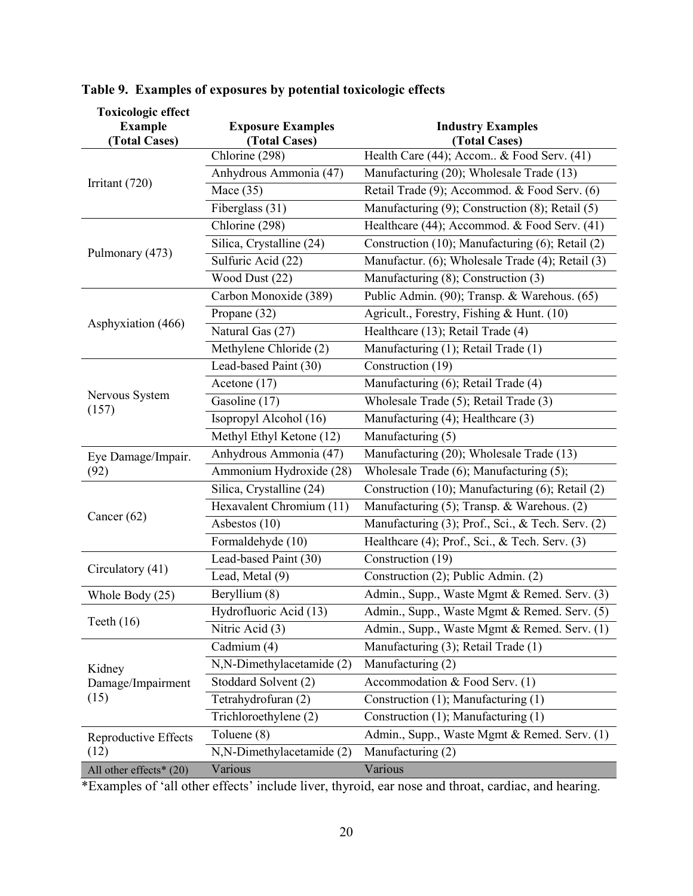**Table 9. Examples of exposures by potential toxicologic effects**

| Toxicologic effect Example (Total Cases) | Exposure Examples (Total Cases) | Industry Examples (Total Cases) |
|---|---|---|
| Irritant (720) | Chlorine (298) | Health Care (44); Accom.. & Food Serv. (41) |
| | Anhydrous Ammonia (47) | Manufacturing (20); Wholesale Trade (13) |
| | Mace (35) | Retail Trade (9); Accommod. & Food Serv. (6) |
| | Fiberglass (31) | Manufacturing (9); Construction (8); Retail (5) |
| Pulmonary (473) | Chlorine (298) | Healthcare (44); Accommod. & Food Serv. (41) |
| | Silica, Crystalline (24) | Construction (10); Manufacturing (6); Retail (2) |
| | Sulfuric Acid (22) | Manufactur. (6); Wholesale Trade (4); Retail (3) |
| | Wood Dust (22) | Manufacturing (8); Construction (3) |
| Asphyxiation (466) | Carbon Monoxide (389) | Public Admin. (90); Transp. & Warehous. (65) |
| | Propane (32) | Agricult., Forestry, Fishing & Hunt. (10) |
| | Natural Gas (27) | Healthcare (13); Retail Trade (4) |
| | Methylene Chloride (2) | Manufacturing (1); Retail Trade (1) |
| Nervous System (157) | Lead-based Paint (30) | Construction (19) |
| | Acetone (17) | Manufacturing (6); Retail Trade (4) |
| | Gasoline (17) | Wholesale Trade (5); Retail Trade (3) |
| | Isopropyl Alcohol (16) | Manufacturing (4); Healthcare (3) |
| | Methyl Ethyl Ketone (12) | Manufacturing (5) |
| Eye Damage/Impair. (92) | Anhydrous Ammonia (47) | Manufacturing (20); Wholesale Trade (13) |
| | Ammonium Hydroxide (28) | Wholesale Trade (6); Manufacturing (5); |
| Cancer (62) | Silica, Crystalline (24) | Construction (10); Manufacturing (6); Retail (2) |
| | Hexavalent Chromium (11) | Manufacturing (5); Transp. & Warehous. (2) |
| | Asbestos (10) | Manufacturing (3); Prof., Sci., & Tech. Serv. (2) |
| | Formaldehyde (10) | Healthcare (4); Prof., Sci., & Tech. Serv. (3) |
| Circulatory (41) | Lead-based Paint (30) | Construction (19) |
| | Lead, Metal (9) | Construction (2); Public Admin. (2) |
| Whole Body (25) | Beryllium (8) | Admin., Supp., Waste Mgmt & Remed. Serv. (3) |
| Teeth (16) | Hydrofluoric Acid (13) | Admin., Supp., Waste Mgmt & Remed. Serv. (5) |
| | Nitric Acid (3) | Admin., Supp., Waste Mgmt & Remed. Serv. (1) |
| Kidney Damage/Impairment (15) | Cadmium (4) | Manufacturing (3); Retail Trade (1) |
| | N,N-Dimethylacetamide (2) | Manufacturing (2) |
| | Stoddard Solvent (2) | Accommodation & Food Serv. (1) |
| | Tetrahydrofuran (2) | Construction (1); Manufacturing (1) |
| | Trichloroethylene (2) | Construction (1); Manufacturing (1) |
| Reproductive Effects (12) | Toluene (8) | Admin., Supp., Waste Mgmt & Remed. Serv. (1) |
| | N,N-Dimethylacetamide (2) | Manufacturing (2) |
| All other effects* (20) | Various | Various |

*Examples of 'all other effects' include liver, thyroid, ear nose and throat, cardiac, and hearing.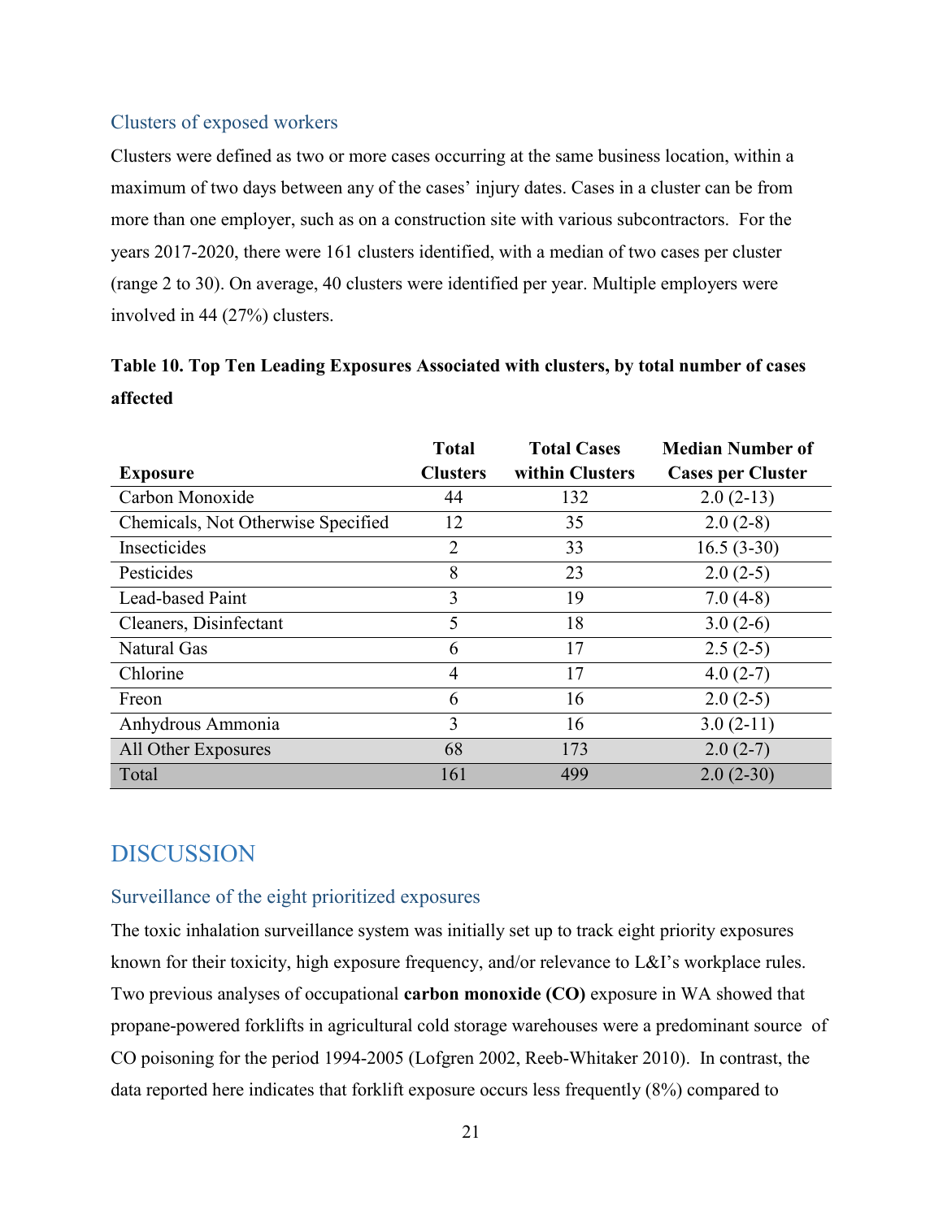### Clusters of exposed workers

Clusters were defined as two or more cases occurring at the same business location, within a maximum of two days between any of the cases' injury dates. Cases in a cluster can be from more than one employer, such as on a construction site with various subcontractors. For the years 2017-2020, there were 161 clusters identified, with a median of two cases per cluster (range 2 to 30). On average, 40 clusters were identified per year. Multiple employers were involved in 44 (27%) clusters.

**Table 10. Top Ten Leading Exposures Associated with clusters, by total number of cases affected**

| Exposure | Total Clusters | Total Cases within Clusters | Median Number of Cases per Cluster |
|---|---|---|---|
| Carbon Monoxide | 44 | 132 | 2.0 (2-13) |
| Chemicals, Not Otherwise Specified | 12 | 35 | 2.0 (2-8) |
| Insecticides | 2 | 33 | 16.5 (3-30) |
| Pesticides | 8 | 23 | 2.0 (2-5) |
| Lead-based Paint | 3 | 19 | 7.0 (4-8) |
| Cleaners, Disinfectant | 5 | 18 | 3.0 (2-6) |
| Natural Gas | 6 | 17 | 2.5 (2-5) |
| Chlorine | 4 | 17 | 4.0 (2-7) |
| Freon | 6 | 16 | 2.0 (2-5) |
| Anhydrous Ammonia | 3 | 16 | 3.0 (2-11) |
| All Other Exposures | 68 | 173 | 2.0 (2-7) |
| Total | 161 | 499 | 2.0 (2-30) |

## DISCUSSION

### Surveillance of the eight prioritized exposures

The toxic inhalation surveillance system was initially set up to track eight priority exposures known for their toxicity, high exposure frequency, and/or relevance to L&I's workplace rules. Two previous analyses of occupational **carbon monoxide (CO)** exposure in WA showed that propane-powered forklifts in agricultural cold storage warehouses were a predominant source of CO poisoning for the period 1994-2005 (Lofgren 2002, Reeb-Whitaker 2010). In contrast, the data reported here indicates that forklift exposure occurs less frequently (8%) compared to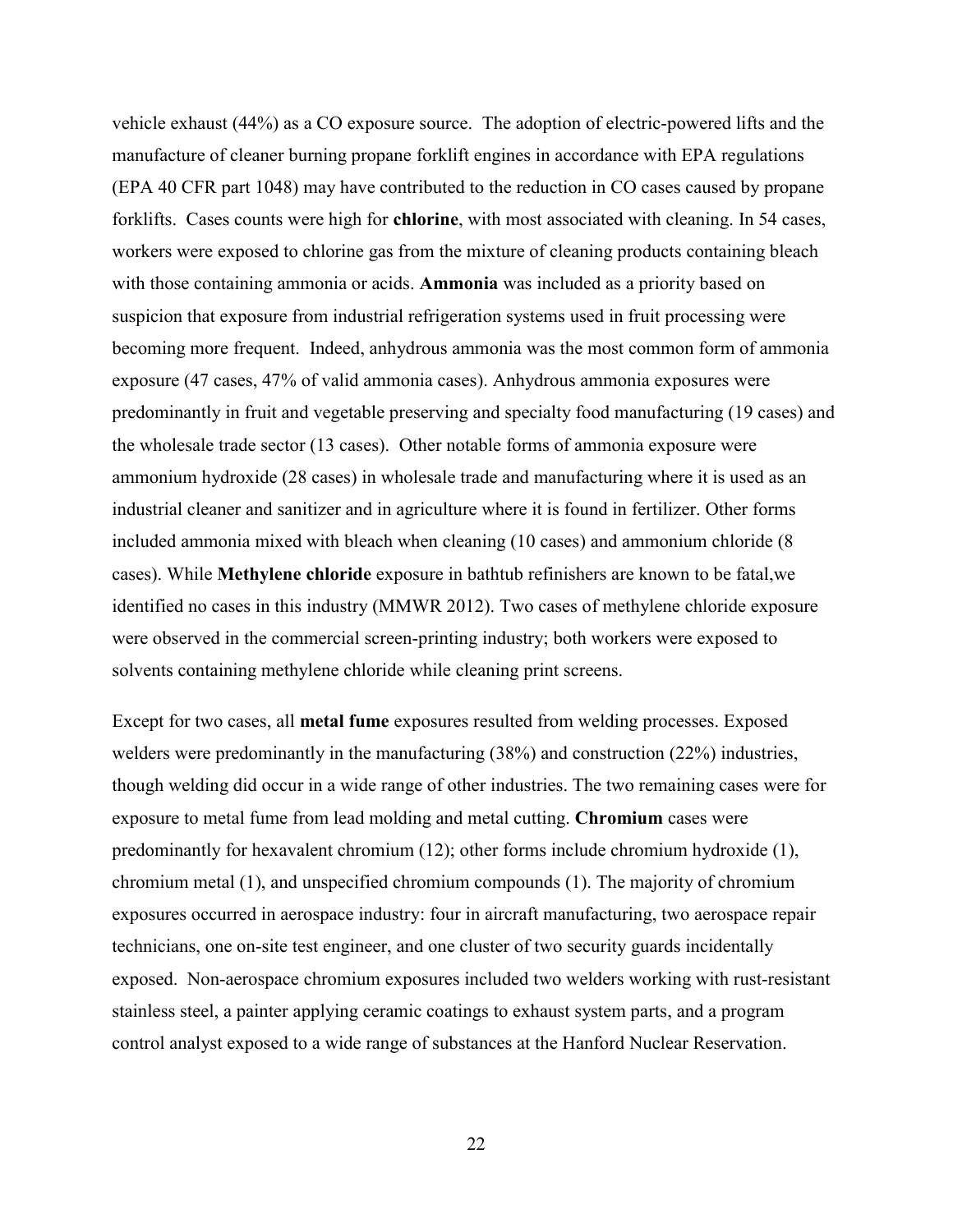vehicle exhaust (44%) as a CO exposure source. The adoption of electric-powered lifts and the manufacture of cleaner burning propane forklift engines in accordance with EPA regulations (EPA 40 CFR part 1048) may have contributed to the reduction in CO cases caused by propane forklifts. Cases counts were high for **chlorine**, with most associated with cleaning. In 54 cases, workers were exposed to chlorine gas from the mixture of cleaning products containing bleach with those containing ammonia or acids. **Ammonia** was included as a priority based on suspicion that exposure from industrial refrigeration systems used in fruit processing were becoming more frequent. Indeed, anhydrous ammonia was the most common form of ammonia exposure (47 cases, 47% of valid ammonia cases). Anhydrous ammonia exposures were predominantly in fruit and vegetable preserving and specialty food manufacturing (19 cases) and the wholesale trade sector (13 cases). Other notable forms of ammonia exposure were ammonium hydroxide (28 cases) in wholesale trade and manufacturing where it is used as an industrial cleaner and sanitizer and in agriculture where it is found in fertilizer. Other forms included ammonia mixed with bleach when cleaning (10 cases) and ammonium chloride (8 cases). While **Methylene chloride** exposure in bathtub refinishers are known to be fatal,we identified no cases in this industry (MMWR 2012). Two cases of methylene chloride exposure were observed in the commercial screen-printing industry; both workers were exposed to solvents containing methylene chloride while cleaning print screens.

Except for two cases, all **metal fume** exposures resulted from welding processes. Exposed welders were predominantly in the manufacturing (38%) and construction (22%) industries, though welding did occur in a wide range of other industries. The two remaining cases were for exposure to metal fume from lead molding and metal cutting. **Chromium** cases were predominantly for hexavalent chromium (12); other forms include chromium hydroxide (1), chromium metal (1), and unspecified chromium compounds (1). The majority of chromium exposures occurred in aerospace industry: four in aircraft manufacturing, two aerospace repair technicians, one on-site test engineer, and one cluster of two security guards incidentally exposed. Non-aerospace chromium exposures included two welders working with rust-resistant stainless steel, a painter applying ceramic coatings to exhaust system parts, and a program control analyst exposed to a wide range of substances at the Hanford Nuclear Reservation.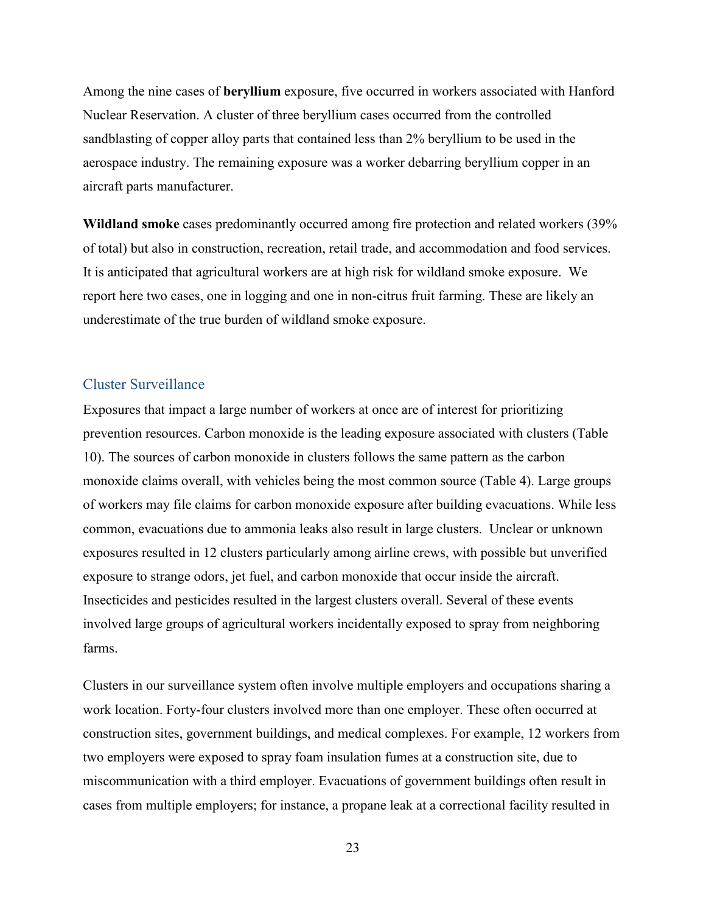Among the nine cases of **beryllium** exposure, five occurred in workers associated with Hanford Nuclear Reservation. A cluster of three beryllium cases occurred from the controlled sandblasting of copper alloy parts that contained less than 2% beryllium to be used in the aerospace industry. The remaining exposure was a worker debarring beryllium copper in an aircraft parts manufacturer.

**Wildland smoke** cases predominantly occurred among fire protection and related workers (39% of total) but also in construction, recreation, retail trade, and accommodation and food services. It is anticipated that agricultural workers are at high risk for wildland smoke exposure. We report here two cases, one in logging and one in non-citrus fruit farming. These are likely an underestimate of the true burden of wildland smoke exposure.

## Cluster Surveillance

Exposures that impact a large number of workers at once are of interest for prioritizing prevention resources. Carbon monoxide is the leading exposure associated with clusters (Table 10). The sources of carbon monoxide in clusters follows the same pattern as the carbon monoxide claims overall, with vehicles being the most common source (Table 4). Large groups of workers may file claims for carbon monoxide exposure after building evacuations. While less common, evacuations due to ammonia leaks also result in large clusters. Unclear or unknown exposures resulted in 12 clusters particularly among airline crews, with possible but unverified exposure to strange odors, jet fuel, and carbon monoxide that occur inside the aircraft. Insecticides and pesticides resulted in the largest clusters overall. Several of these events involved large groups of agricultural workers incidentally exposed to spray from neighboring farms.

Clusters in our surveillance system often involve multiple employers and occupations sharing a work location. Forty-four clusters involved more than one employer. These often occurred at construction sites, government buildings, and medical complexes. For example, 12 workers from two employers were exposed to spray foam insulation fumes at a construction site, due to miscommunication with a third employer. Evacuations of government buildings often result in cases from multiple employers; for instance, a propane leak at a correctional facility resulted in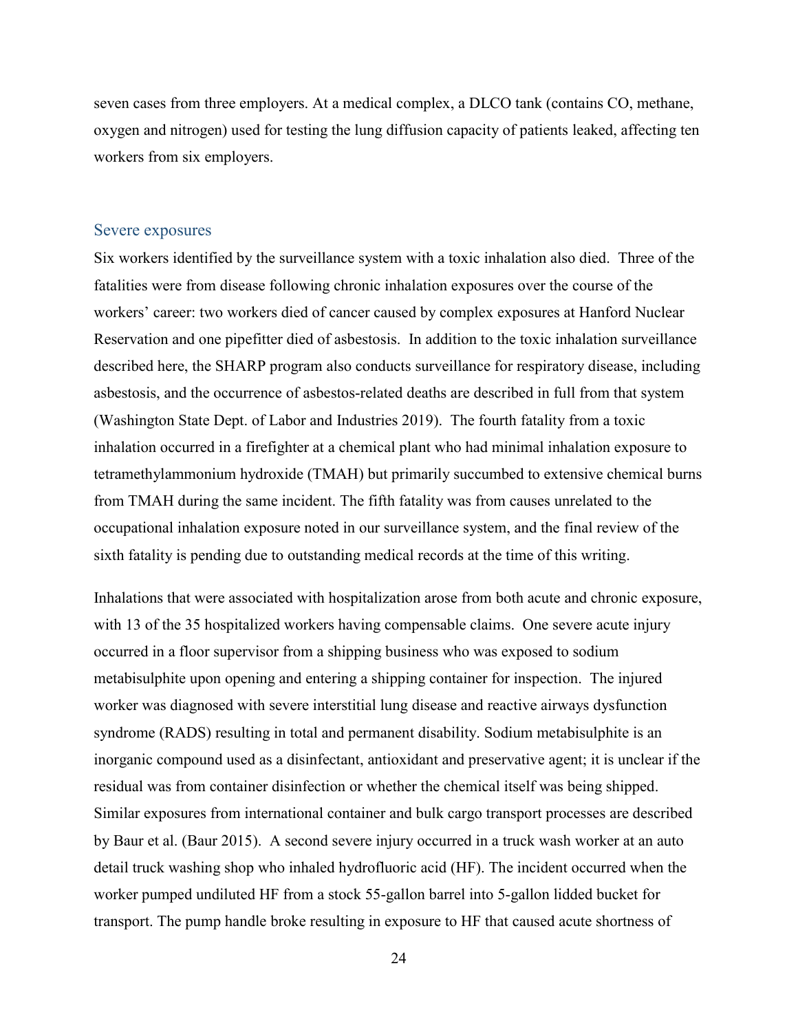seven cases from three employers. At a medical complex, a DLCO tank (contains CO, methane, oxygen and nitrogen) used for testing the lung diffusion capacity of patients leaked, affecting ten workers from six employers.

## Severe exposures

Six workers identified by the surveillance system with a toxic inhalation also died. Three of the fatalities were from disease following chronic inhalation exposures over the course of the workers' career: two workers died of cancer caused by complex exposures at Hanford Nuclear Reservation and one pipefitter died of asbestosis. In addition to the toxic inhalation surveillance described here, the SHARP program also conducts surveillance for respiratory disease, including asbestosis, and the occurrence of asbestos-related deaths are described in full from that system (Washington State Dept. of Labor and Industries 2019). The fourth fatality from a toxic inhalation occurred in a firefighter at a chemical plant who had minimal inhalation exposure to tetramethylammonium hydroxide (TMAH) but primarily succumbed to extensive chemical burns from TMAH during the same incident. The fifth fatality was from causes unrelated to the occupational inhalation exposure noted in our surveillance system, and the final review of the sixth fatality is pending due to outstanding medical records at the time of this writing.

Inhalations that were associated with hospitalization arose from both acute and chronic exposure, with 13 of the 35 hospitalized workers having compensable claims. One severe acute injury occurred in a floor supervisor from a shipping business who was exposed to sodium metabisulphite upon opening and entering a shipping container for inspection. The injured worker was diagnosed with severe interstitial lung disease and reactive airways dysfunction syndrome (RADS) resulting in total and permanent disability. Sodium metabisulphite is an inorganic compound used as a disinfectant, antioxidant and preservative agent; it is unclear if the residual was from container disinfection or whether the chemical itself was being shipped. Similar exposures from international container and bulk cargo transport processes are described by Baur et al. (Baur 2015). A second severe injury occurred in a truck wash worker at an auto detail truck washing shop who inhaled hydrofluoric acid (HF). The incident occurred when the worker pumped undiluted HF from a stock 55-gallon barrel into 5-gallon lidded bucket for transport. The pump handle broke resulting in exposure to HF that caused acute shortness of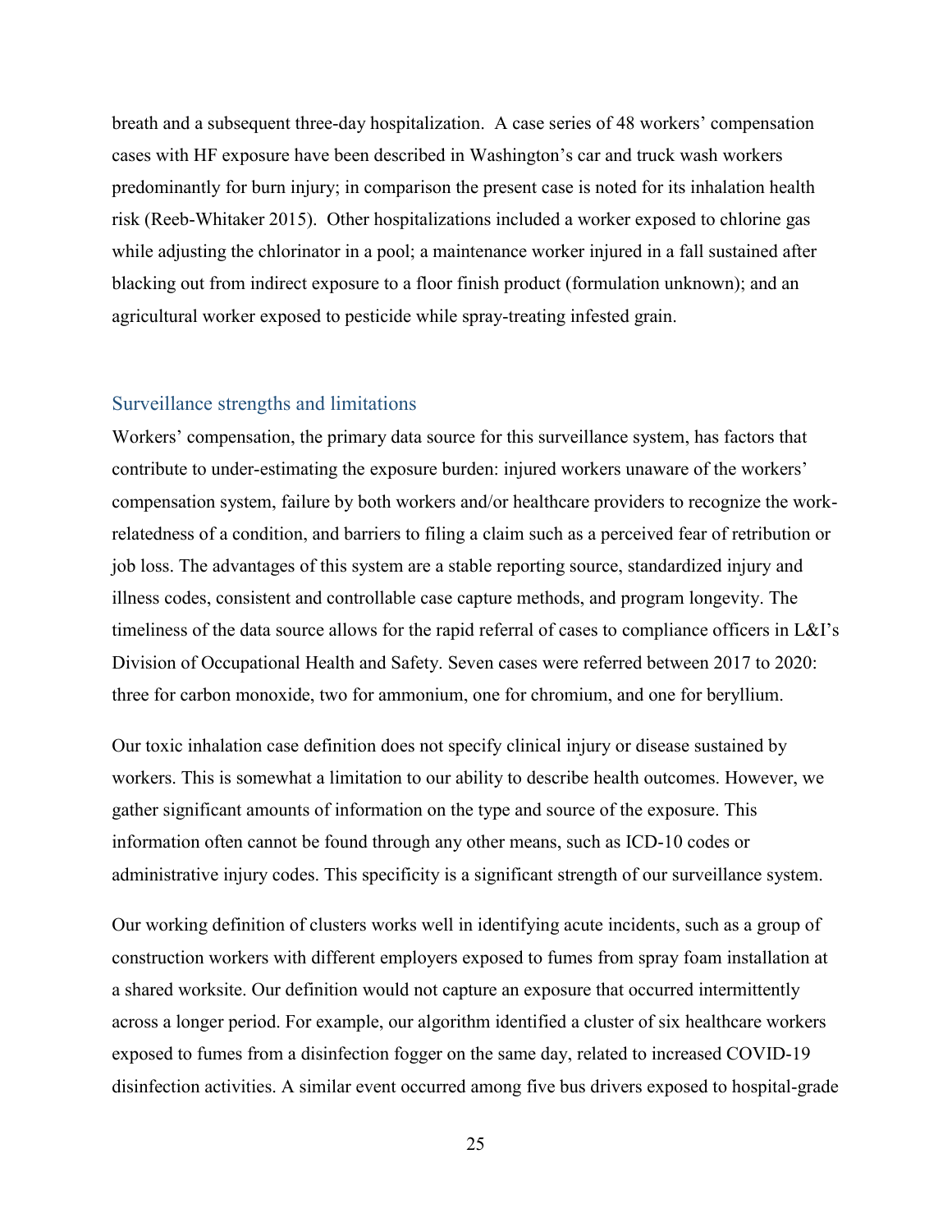breath and a subsequent three-day hospitalization. A case series of 48 workers' compensation cases with HF exposure have been described in Washington's car and truck wash workers predominantly for burn injury; in comparison the present case is noted for its inhalation health risk (Reeb-Whitaker 2015). Other hospitalizations included a worker exposed to chlorine gas while adjusting the chlorinator in a pool; a maintenance worker injured in a fall sustained after blacking out from indirect exposure to a floor finish product (formulation unknown); and an agricultural worker exposed to pesticide while spray-treating infested grain.

## Surveillance strengths and limitations

Workers' compensation, the primary data source for this surveillance system, has factors that contribute to under-estimating the exposure burden: injured workers unaware of the workers' compensation system, failure by both workers and/or healthcare providers to recognize the work-relatedness of a condition, and barriers to filing a claim such as a perceived fear of retribution or job loss. The advantages of this system are a stable reporting source, standardized injury and illness codes, consistent and controllable case capture methods, and program longevity. The timeliness of the data source allows for the rapid referral of cases to compliance officers in L&I's Division of Occupational Health and Safety. Seven cases were referred between 2017 to 2020: three for carbon monoxide, two for ammonium, one for chromium, and one for beryllium.

Our toxic inhalation case definition does not specify clinical injury or disease sustained by workers. This is somewhat a limitation to our ability to describe health outcomes. However, we gather significant amounts of information on the type and source of the exposure. This information often cannot be found through any other means, such as ICD-10 codes or administrative injury codes. This specificity is a significant strength of our surveillance system.

Our working definition of clusters works well in identifying acute incidents, such as a group of construction workers with different employers exposed to fumes from spray foam installation at a shared worksite. Our definition would not capture an exposure that occurred intermittently across a longer period. For example, our algorithm identified a cluster of six healthcare workers exposed to fumes from a disinfection fogger on the same day, related to increased COVID-19 disinfection activities. A similar event occurred among five bus drivers exposed to hospital-grade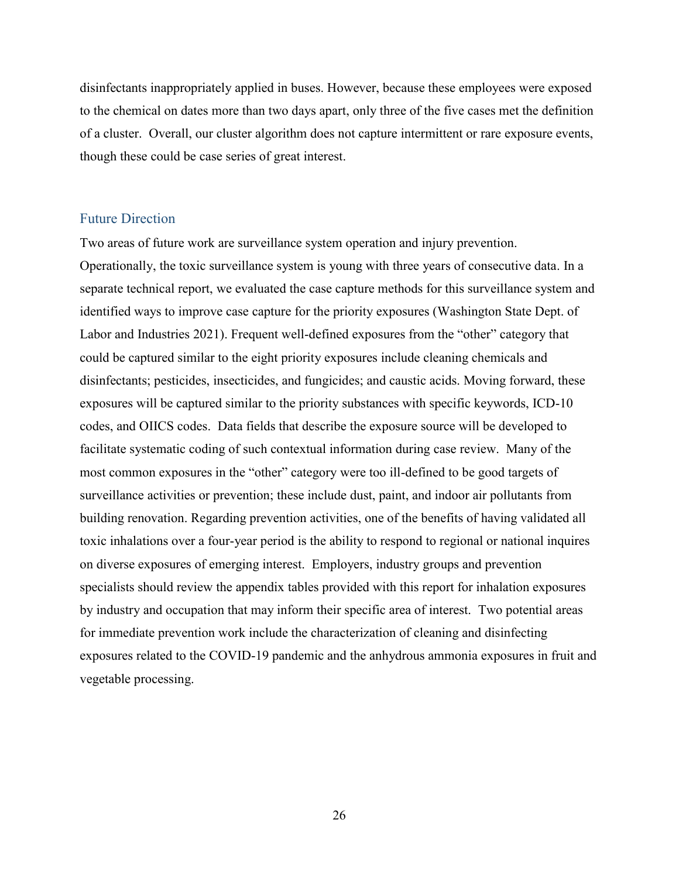disinfectants inappropriately applied in buses. However, because these employees were exposed to the chemical on dates more than two days apart, only three of the five cases met the definition of a cluster. Overall, our cluster algorithm does not capture intermittent or rare exposure events, though these could be case series of great interest.

## Future Direction

Two areas of future work are surveillance system operation and injury prevention. Operationally, the toxic surveillance system is young with three years of consecutive data. In a separate technical report, we evaluated the case capture methods for this surveillance system and identified ways to improve case capture for the priority exposures (Washington State Dept. of Labor and Industries 2021). Frequent well-defined exposures from the "other" category that could be captured similar to the eight priority exposures include cleaning chemicals and disinfectants; pesticides, insecticides, and fungicides; and caustic acids. Moving forward, these exposures will be captured similar to the priority substances with specific keywords, ICD-10 codes, and OIICS codes. Data fields that describe the exposure source will be developed to facilitate systematic coding of such contextual information during case review. Many of the most common exposures in the "other" category were too ill-defined to be good targets of surveillance activities or prevention; these include dust, paint, and indoor air pollutants from building renovation. Regarding prevention activities, one of the benefits of having validated all toxic inhalations over a four-year period is the ability to respond to regional or national inquires on diverse exposures of emerging interest. Employers, industry groups and prevention specialists should review the appendix tables provided with this report for inhalation exposures by industry and occupation that may inform their specific area of interest. Two potential areas for immediate prevention work include the characterization of cleaning and disinfecting exposures related to the COVID-19 pandemic and the anhydrous ammonia exposures in fruit and vegetable processing.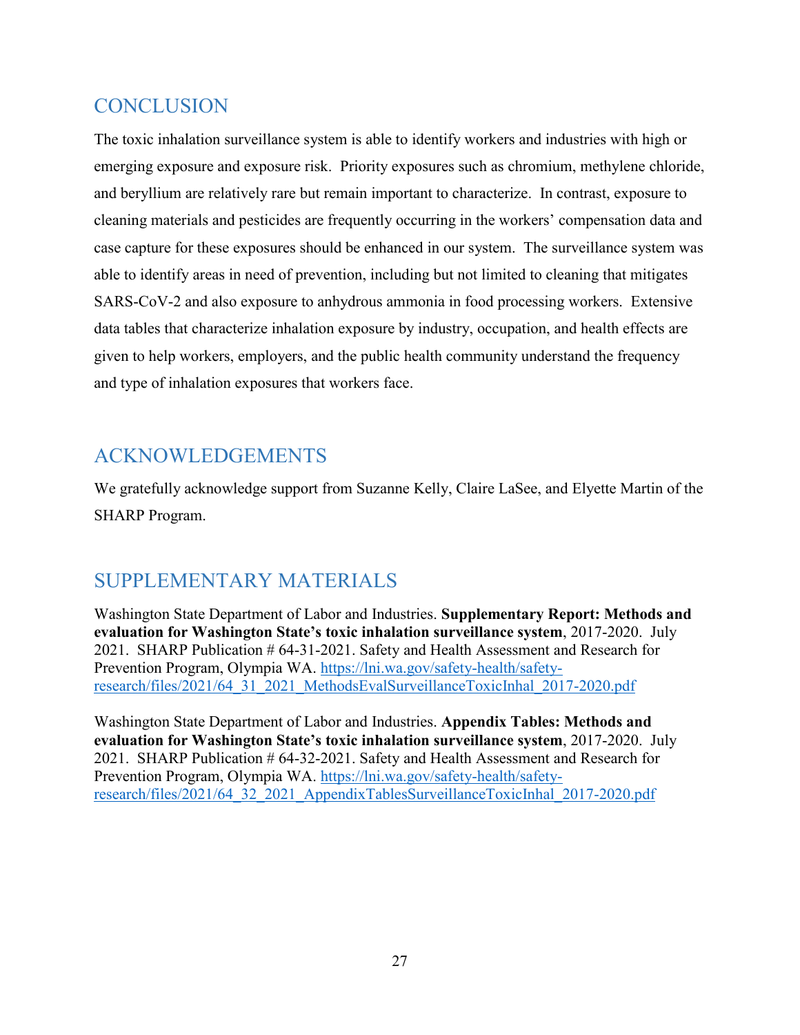## CONCLUSION

The toxic inhalation surveillance system is able to identify workers and industries with high or emerging exposure and exposure risk. Priority exposures such as chromium, methylene chloride, and beryllium are relatively rare but remain important to characterize. In contrast, exposure to cleaning materials and pesticides are frequently occurring in the workers' compensation data and case capture for these exposures should be enhanced in our system. The surveillance system was able to identify areas in need of prevention, including but not limited to cleaning that mitigates SARS-CoV-2 and also exposure to anhydrous ammonia in food processing workers. Extensive data tables that characterize inhalation exposure by industry, occupation, and health effects are given to help workers, employers, and the public health community understand the frequency and type of inhalation exposures that workers face.

## ACKNOWLEDGEMENTS

We gratefully acknowledge support from Suzanne Kelly, Claire LaSee, and Elyette Martin of the SHARP Program.

## SUPPLEMENTARY MATERIALS

Washington State Department of Labor and Industries. **Supplementary Report: Methods and evaluation for Washington State's toxic inhalation surveillance system**, 2017-2020. July 2021. SHARP Publication # 64-31-2021. Safety and Health Assessment and Research for Prevention Program, Olympia WA. [https://lni.wa.gov/safety-health/safety-research/files/2021/64_31_2021_MethodsEvalSurveillanceToxicInhal_2017-2020.pdf](https://lni.wa.gov/safety-health/safety-research/files/2021/64_31_2021_MethodsEvalSurveillanceToxicInhal_2017-2020.pdf)

Washington State Department of Labor and Industries. **Appendix Tables: Methods and evaluation for Washington State's toxic inhalation surveillance system**, 2017-2020. July 2021. SHARP Publication # 64-32-2021. Safety and Health Assessment and Research for Prevention Program, Olympia WA. [https://lni.wa.gov/safety-health/safety-research/files/2021/64_32_2021_AppendixTablesSurveillanceToxicInhal_2017-2020.pdf](https://lni.wa.gov/safety-health/safety-research/files/2021/64_32_2021_AppendixTablesSurveillanceToxicInhal_2017-2020.pdf)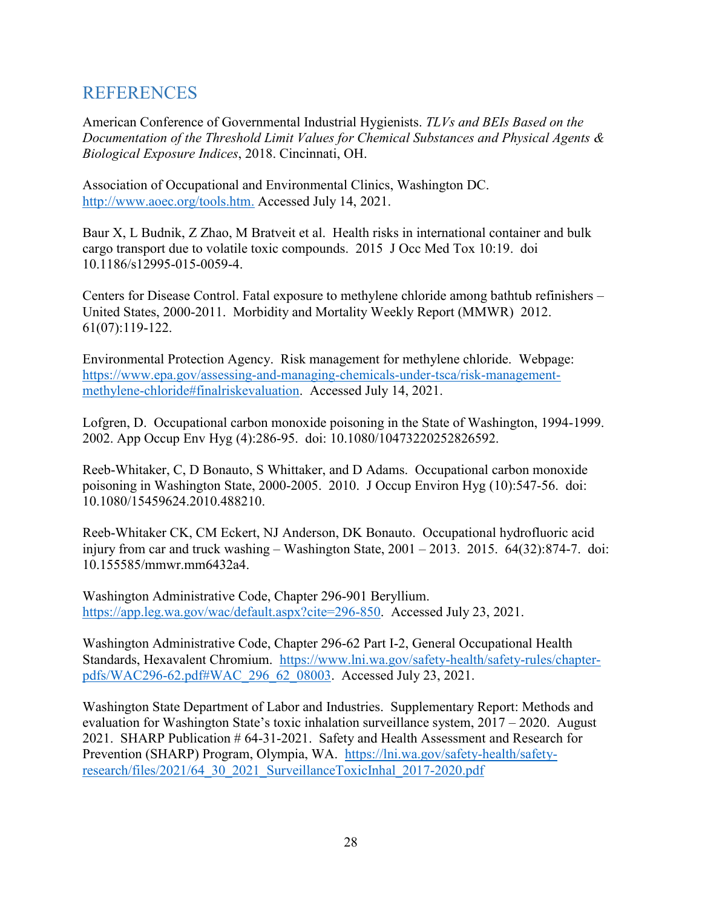# REFERENCES

American Conference of Governmental Industrial Hygienists. *TLVs and BEIs Based on the Documentation of the Threshold Limit Values for Chemical Substances and Physical Agents & Biological Exposure Indices*, 2018. Cincinnati, OH.

Association of Occupational and Environmental Clinics, Washington DC. [http://www.aoec.org/tools.htm.](http://www.aoec.org/tools.htm) Accessed July 14, 2021.

Baur X, L Budnik, Z Zhao, M Bratveit et al. Health risks in international container and bulk cargo transport due to volatile toxic compounds. 2015 J Occ Med Tox 10:19. doi 10.1186/s12995-015-0059-4.

Centers for Disease Control. Fatal exposure to methylene chloride among bathtub refinishers – United States, 2000-2011. Morbidity and Mortality Weekly Report (MMWR) 2012. 61(07):119-122.

Environmental Protection Agency. Risk management for methylene chloride. Webpage: [https://www.epa.gov/assessing-and-managing-chemicals-under-tsca/risk-management-methylene-chloride#finalriskevaluation](https://www.epa.gov/assessing-and-managing-chemicals-under-tsca/risk-management-methylene-chloride#finalriskevaluation). Accessed July 14, 2021.

Lofgren, D. Occupational carbon monoxide poisoning in the State of Washington, 1994-1999. 2002. App Occup Env Hyg (4):286-95. doi: 10.1080/10473220252826592.

Reeb-Whitaker, C, D Bonauto, S Whittaker, and D Adams. Occupational carbon monoxide poisoning in Washington State, 2000-2005. 2010. J Occup Environ Hyg (10):547-56. doi: 10.1080/15459624.2010.488210.

Reeb-Whitaker CK, CM Eckert, NJ Anderson, DK Bonauto. Occupational hydrofluoric acid injury from car and truck washing – Washington State, 2001 – 2013. 2015. 64(32):874-7. doi: 10.155585/mmwr.mm6432a4.

Washington Administrative Code, Chapter 296-901 Beryllium. [https://app.leg.wa.gov/wac/default.aspx?cite=296-850](https://app.leg.wa.gov/wac/default.aspx?cite=296-850). Accessed July 23, 2021.

Washington Administrative Code, Chapter 296-62 Part I-2, General Occupational Health Standards, Hexavalent Chromium. [https://www.lni.wa.gov/safety-health/safety-rules/chapter-pdfs/WAC296-62.pdf#WAC_296_62_08003](https://www.lni.wa.gov/safety-health/safety-rules/chapter-pdfs/WAC296-62.pdf#WAC_296_62_08003). Accessed July 23, 2021.

Washington State Department of Labor and Industries. Supplementary Report: Methods and evaluation for Washington State's toxic inhalation surveillance system, 2017 – 2020. August 2021. SHARP Publication # 64-31-2021. Safety and Health Assessment and Research for Prevention (SHARP) Program, Olympia, WA. [https://lni.wa.gov/safety-health/safety-research/files/2021/64_30_2021_SurveillanceToxicInhal_2017-2020.pdf](https://lni.wa.gov/safety-health/safety-research/files/2021/64_30_2021_SurveillanceToxicInhal_2017-2020.pdf)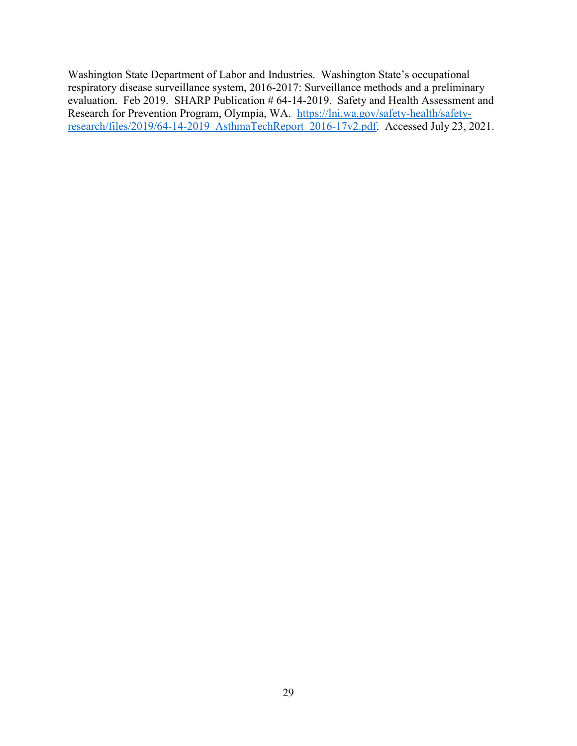Washington State Department of Labor and Industries. Washington State's occupational respiratory disease surveillance system, 2016-2017: Surveillance methods and a preliminary evaluation. Feb 2019. SHARP Publication # 64-14-2019. Safety and Health Assessment and Research for Prevention Program, Olympia, WA. [https://lni.wa.gov/safety-health/safety-research/files/2019/64-14-2019_AsthmaTechReport_2016-17v2.pdf](https://lni.wa.gov/safety-health/safety-research/files/2019/64-14-2019_AsthmaTechReport_2016-17v2.pdf). Accessed July 23, 2021.